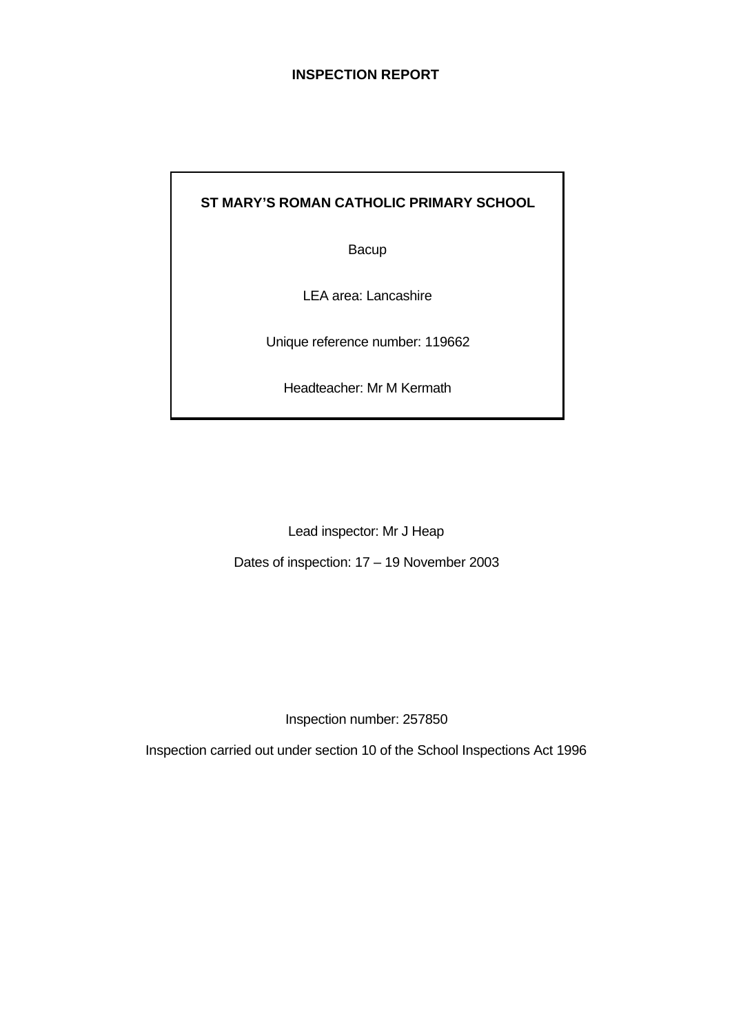**INSPECTION REPORT**

**ST MARY'S ROMAN CATHOLIC PRIMARY SCHOOL**

Bacup

LEA area: Lancashire

Unique reference number: 119662

Headteacher: Mr M Kermath

Lead inspector: Mr J Heap

Dates of inspection: 17 – 19 November 2003

Inspection number: 257850

Inspection carried out under section 10 of the School Inspections Act 1996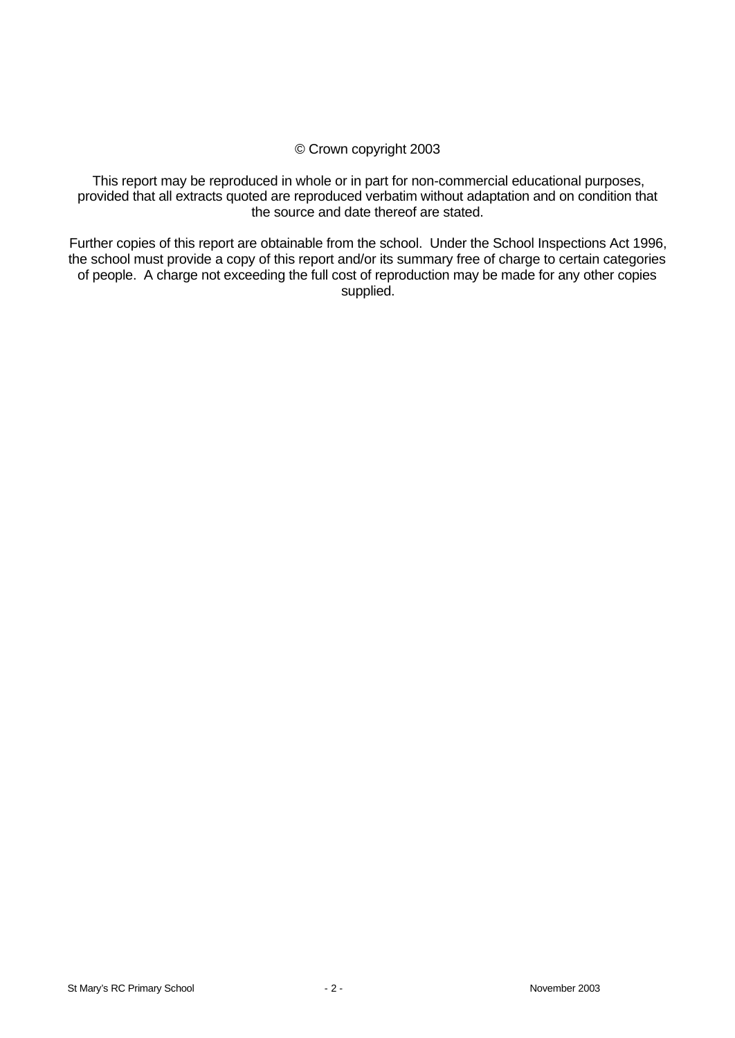© Crown copyright 2003

This report may be reproduced in whole or in part for non-commercial educational purposes, provided that all extracts quoted are reproduced verbatim without adaptation and on condition that the source and date thereof are stated.

Further copies of this report are obtainable from the school. Under the School Inspections Act 1996, the school must provide a copy of this report and/or its summary free of charge to certain categories of people. A charge not exceeding the full cost of reproduction may be made for any other copies supplied.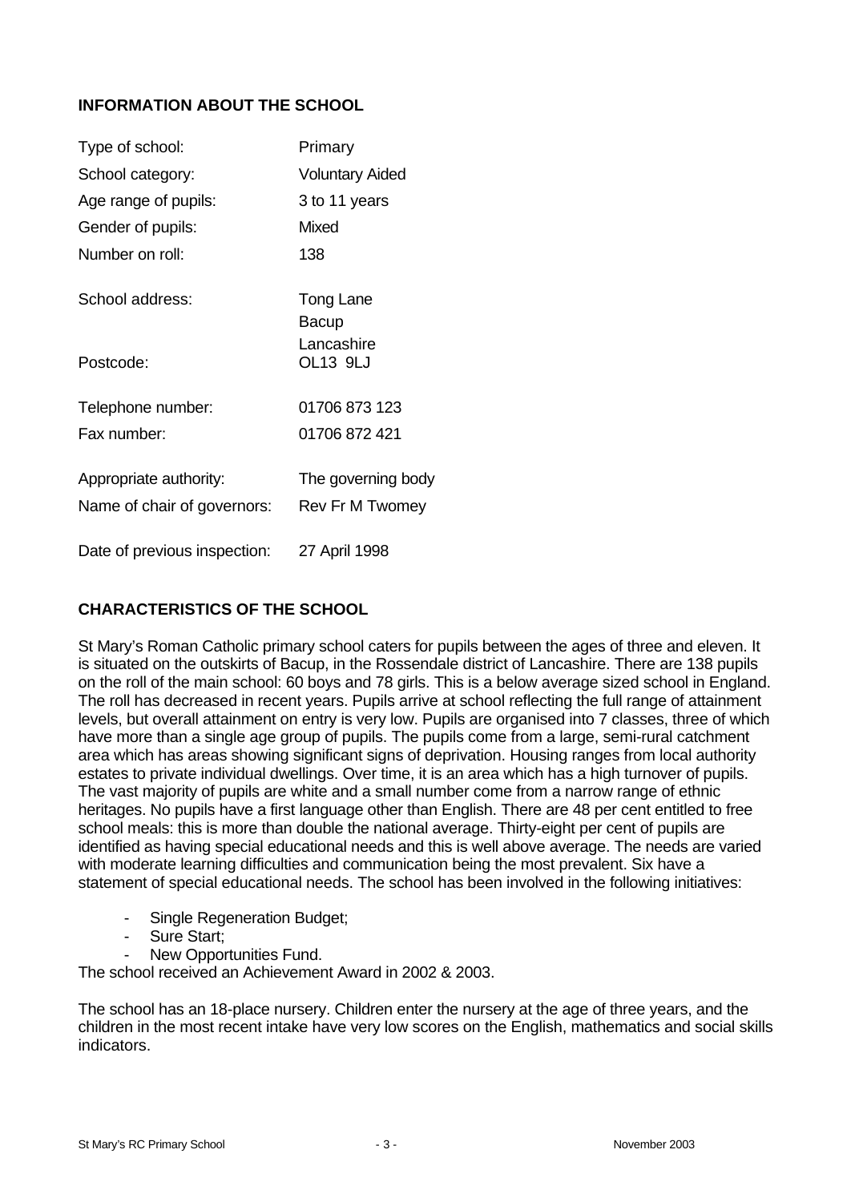## INFORMATION ABOUT THE SCHOOL

| | |
|---|---|
| Type of school: | Primary |
| School category: | Voluntary Aided |
| Age range of pupils: | 3 to 11 years |
| Gender of pupils: | Mixed |
| Number on roll: | 138 |
| School address: | Tong Lane<br>Bacup<br>Lancashire |
| Postcode: | OL13 9LJ |
| Telephone number: | 01706 873 123 |
| Fax number: | 01706 872 421 |
| Appropriate authority: | The governing body |
| Name of chair of governors: | Rev Fr M Twomey |
| Date of previous inspection: | 27 April 1998 |

## CHARACTERISTICS OF THE SCHOOL

St Mary's Roman Catholic primary school caters for pupils between the ages of three and eleven. It is situated on the outskirts of Bacup, in the Rossendale district of Lancashire. There are 138 pupils on the roll of the main school: 60 boys and 78 girls. This is a below average sized school in England. The roll has decreased in recent years. Pupils arrive at school reflecting the full range of attainment levels, but overall attainment on entry is very low. Pupils are organised into 7 classes, three of which have more than a single age group of pupils. The pupils come from a large, semi-rural catchment area which has areas showing significant signs of deprivation. Housing ranges from local authority estates to private individual dwellings. Over time, it is an area which has a high turnover of pupils. The vast majority of pupils are white and a small number come from a narrow range of ethnic heritages. No pupils have a first language other than English. There are 48 per cent entitled to free school meals: this is more than double the national average. Thirty-eight per cent of pupils are identified as having special educational needs and this is well above average. The needs are varied with moderate learning difficulties and communication being the most prevalent. Six have a statement of special educational needs. The school has been involved in the following initiatives:

- Single Regeneration Budget;
- Sure Start;
- New Opportunities Fund.

The school received an Achievement Award in 2002 & 2003.

The school has an 18-place nursery. Children enter the nursery at the age of three years, and the children in the most recent intake have very low scores on the English, mathematics and social skills indicators.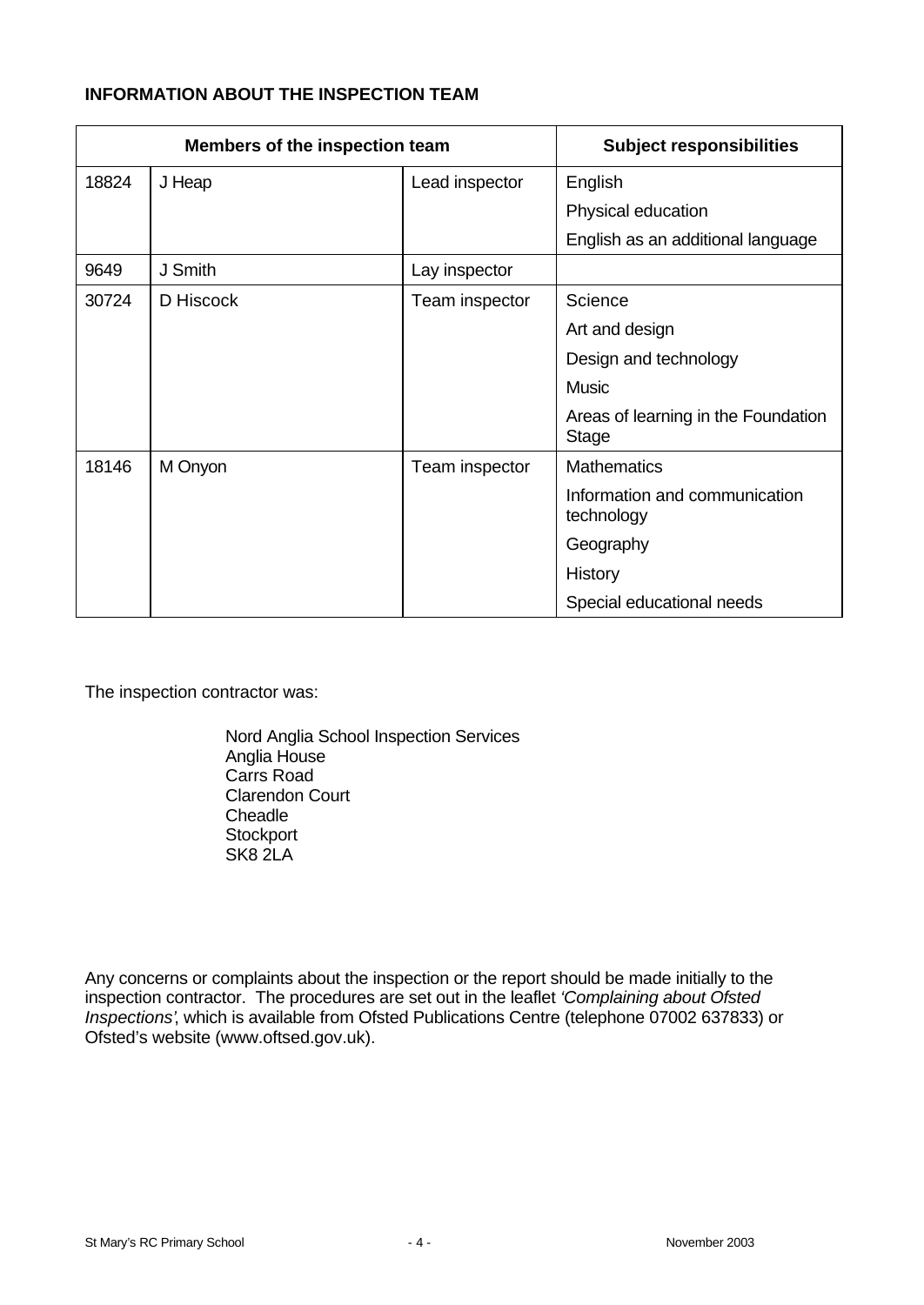**INFORMATION ABOUT THE INSPECTION TEAM**

| Members of the inspection team | | | Subject responsibilities |
|---|---|---|---|
| 18824 | J Heap | Lead inspector | English<br>Physical education<br>English as an additional language |
| 9649 | J Smith | Lay inspector | |
| 30724 | D Hiscock | Team inspector | Science<br>Art and design<br>Design and technology<br>Music<br>Areas of learning in the Foundation Stage |
| 18146 | M Onyon | Team inspector | Mathematics<br>Information and communication technology<br>Geography<br>History<br>Special educational needs |

The inspection contractor was:

Nord Anglia School Inspection Services
Anglia House
Carrs Road
Clarendon Court
Cheadle
Stockport
SK8 2LA

Any concerns or complaints about the inspection or the report should be made initially to the inspection contractor. The procedures are set out in the leaflet *'Complaining about Ofsted Inspections'*, which is available from Ofsted Publications Centre (telephone 07002 637833) or Ofsted's website (www.oftsed.gov.uk).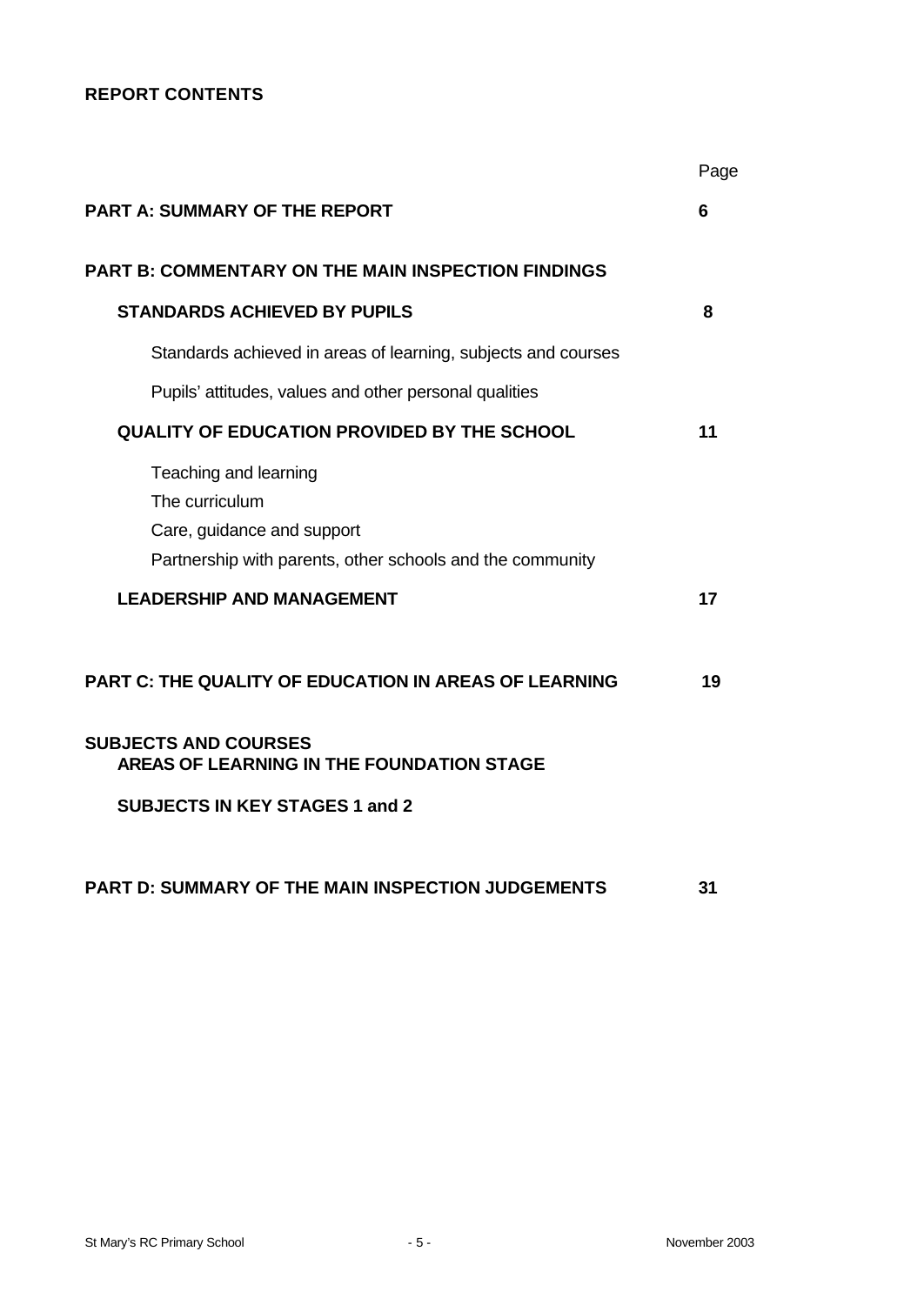**REPORT CONTENTS**

| | Page |
|---|---|
| **PART A: SUMMARY OF THE REPORT** | **6** |
| **PART B: COMMENTARY ON THE MAIN INSPECTION FINDINGS** | |
| **STANDARDS ACHIEVED BY PUPILS** | **8** |
| Standards achieved in areas of learning, subjects and courses | |
| Pupils' attitudes, values and other personal qualities | |
| **QUALITY OF EDUCATION PROVIDED BY THE SCHOOL** | **11** |
| Teaching and learning | |
| The curriculum | |
| Care, guidance and support | |
| Partnership with parents, other schools and the community | |
| **LEADERSHIP AND MANAGEMENT** | **17** |
| **PART C: THE QUALITY OF EDUCATION IN AREAS OF LEARNING** | **19** |
| **SUBJECTS AND COURSES** | |
| **AREAS OF LEARNING IN THE FOUNDATION STAGE** | |
| **SUBJECTS IN KEY STAGES 1 and 2** | |
| **PART D: SUMMARY OF THE MAIN INSPECTION JUDGEMENTS** | **31** |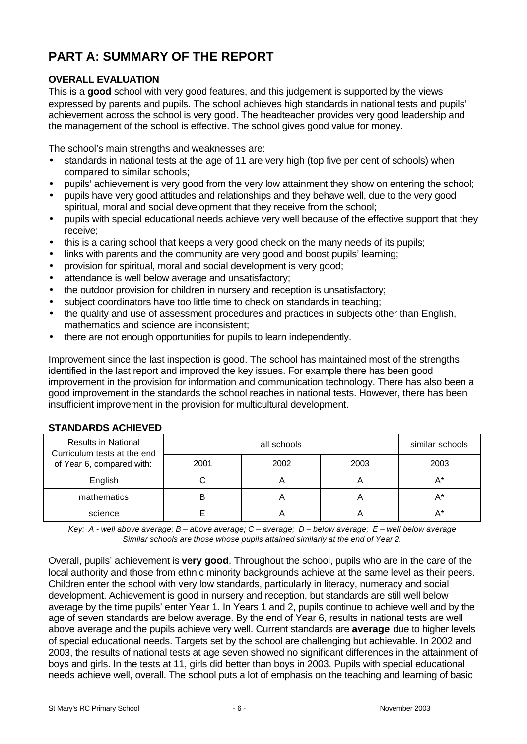# PART A: SUMMARY OF THE REPORT

**OVERALL EVALUATION**

This is a **good** school with very good features, and this judgement is supported by the views expressed by parents and pupils. The school achieves high standards in national tests and pupils' achievement across the school is very good. The headteacher provides very good leadership and the management of the school is effective. The school gives good value for money.

The school's main strengths and weaknesses are:

- standards in national tests at the age of 11 are very high (top five per cent of schools) when compared to similar schools;
- pupils' achievement is very good from the very low attainment they show on entering the school;
- pupils have very good attitudes and relationships and they behave well, due to the very good spiritual, moral and social development that they receive from the school;
- pupils with special educational needs achieve very well because of the effective support that they receive;
- this is a caring school that keeps a very good check on the many needs of its pupils;
- links with parents and the community are very good and boost pupils' learning;
- provision for spiritual, moral and social development is very good;
- attendance is well below average and unsatisfactory;
- the outdoor provision for children in nursery and reception is unsatisfactory;
- subject coordinators have too little time to check on standards in teaching;
- the quality and use of assessment procedures and practices in subjects other than English, mathematics and science are inconsistent;
- there are not enough opportunities for pupils to learn independently.

Improvement since the last inspection is good. The school has maintained most of the strengths identified in the last report and improved the key issues. For example there has been good improvement in the provision for information and communication technology. There has also been a good improvement in the standards the school reaches in national tests. However, there has been insufficient improvement in the provision for multicultural development.

**STANDARDS ACHIEVED**

| Results in National Curriculum tests at the end of Year 6, compared with: | all schools | | | similar schools |
|---|---|---|---|---|
| | 2001 | 2002 | 2003 | 2003 |
| English | C | A | A | A* |
| mathematics | B | A | A | A* |
| science | E | A | A | A* |

*Key: A - well above average; B – above average; C – average; D – below average; E – well below average*
*Similar schools are those whose pupils attained similarly at the end of Year 2.*

Overall, pupils' achievement is **very good**. Throughout the school, pupils who are in the care of the local authority and those from ethnic minority backgrounds achieve at the same level as their peers. Children enter the school with very low standards, particularly in literacy, numeracy and social development. Achievement is good in nursery and reception, but standards are still well below average by the time pupils' enter Year 1. In Years 1 and 2, pupils continue to achieve well and by the age of seven standards are below average. By the end of Year 6, results in national tests are well above average and the pupils achieve very well. Current standards are **average** due to higher levels of special educational needs. Targets set by the school are challenging but achievable. In 2002 and 2003, the results of national tests at age seven showed no significant differences in the attainment of boys and girls. In the tests at 11, girls did better than boys in 2003. Pupils with special educational needs achieve well, overall. The school puts a lot of emphasis on the teaching and learning of basic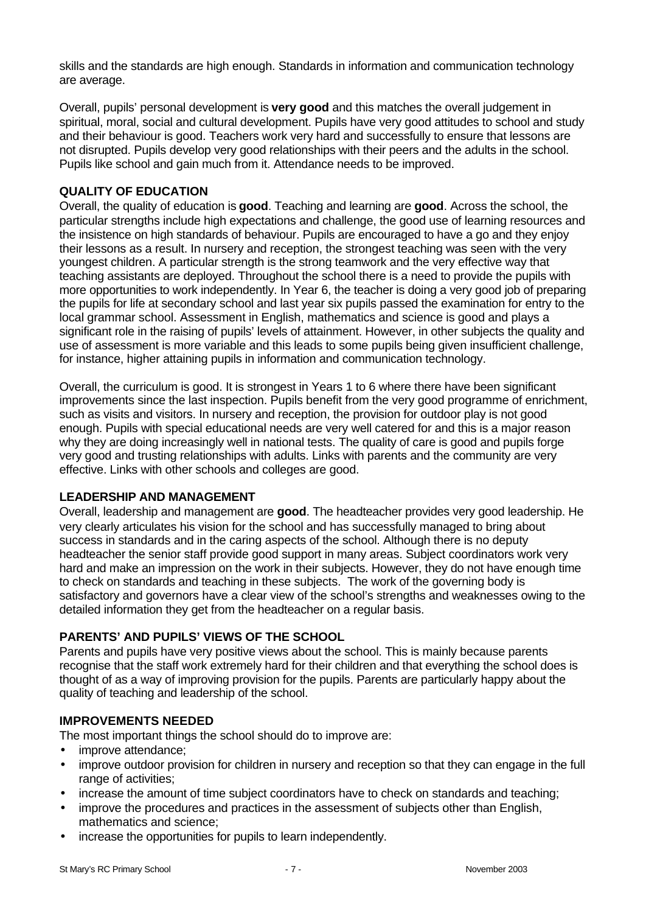skills and the standards are high enough. Standards in information and communication technology are average.

Overall, pupils' personal development is **very good** and this matches the overall judgement in spiritual, moral, social and cultural development. Pupils have very good attitudes to school and study and their behaviour is good. Teachers work very hard and successfully to ensure that lessons are not disrupted. Pupils develop very good relationships with their peers and the adults in the school. Pupils like school and gain much from it. Attendance needs to be improved.

**QUALITY OF EDUCATION**

Overall, the quality of education is **good**. Teaching and learning are **good**. Across the school, the particular strengths include high expectations and challenge, the good use of learning resources and the insistence on high standards of behaviour. Pupils are encouraged to have a go and they enjoy their lessons as a result. In nursery and reception, the strongest teaching was seen with the very youngest children. A particular strength is the strong teamwork and the very effective way that teaching assistants are deployed. Throughout the school there is a need to provide the pupils with more opportunities to work independently. In Year 6, the teacher is doing a very good job of preparing the pupils for life at secondary school and last year six pupils passed the examination for entry to the local grammar school. Assessment in English, mathematics and science is good and plays a significant role in the raising of pupils' levels of attainment. However, in other subjects the quality and use of assessment is more variable and this leads to some pupils being given insufficient challenge, for instance, higher attaining pupils in information and communication technology.

Overall, the curriculum is good. It is strongest in Years 1 to 6 where there have been significant improvements since the last inspection. Pupils benefit from the very good programme of enrichment, such as visits and visitors. In nursery and reception, the provision for outdoor play is not good enough. Pupils with special educational needs are very well catered for and this is a major reason why they are doing increasingly well in national tests. The quality of care is good and pupils forge very good and trusting relationships with adults. Links with parents and the community are very effective. Links with other schools and colleges are good.

**LEADERSHIP AND MANAGEMENT**

Overall, leadership and management are **good**. The headteacher provides very good leadership. He very clearly articulates his vision for the school and has successfully managed to bring about success in standards and in the caring aspects of the school. Although there is no deputy headteacher the senior staff provide good support in many areas. Subject coordinators work very hard and make an impression on the work in their subjects. However, they do not have enough time to check on standards and teaching in these subjects. The work of the governing body is satisfactory and governors have a clear view of the school's strengths and weaknesses owing to the detailed information they get from the headteacher on a regular basis.

**PARENTS' AND PUPILS' VIEWS OF THE SCHOOL**

Parents and pupils have very positive views about the school. This is mainly because parents recognise that the staff work extremely hard for their children and that everything the school does is thought of as a way of improving provision for the pupils. Parents are particularly happy about the quality of teaching and leadership of the school.

**IMPROVEMENTS NEEDED**

The most important things the school should do to improve are:

- improve attendance;
- improve outdoor provision for children in nursery and reception so that they can engage in the full range of activities;
- increase the amount of time subject coordinators have to check on standards and teaching;
- improve the procedures and practices in the assessment of subjects other than English, mathematics and science;
- increase the opportunities for pupils to learn independently.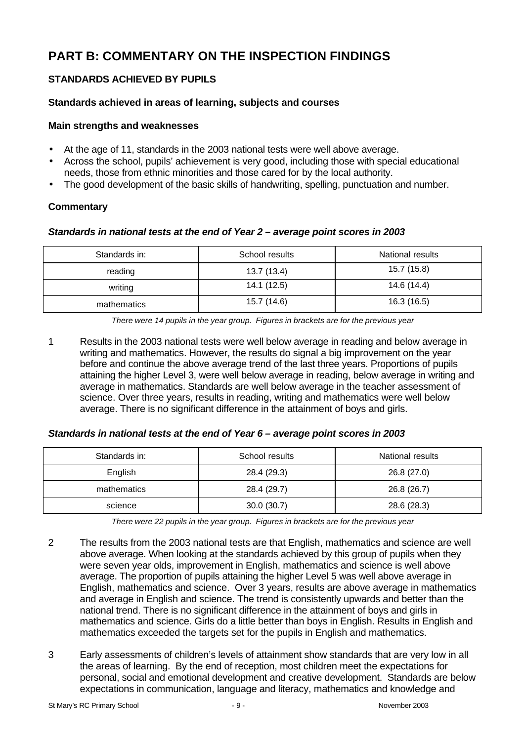# PART B: COMMENTARY ON THE INSPECTION FINDINGS

## STANDARDS ACHIEVED BY PUPILS

### Standards achieved in areas of learning, subjects and courses

#### Main strengths and weaknesses

- At the age of 11, standards in the 2003 national tests were well above average.
- Across the school, pupils' achievement is very good, including those with special educational needs, those from ethnic minorities and those cared for by the local authority.
- The good development of the basic skills of handwriting, spelling, punctuation and number.

#### Commentary

***Standards in national tests at the end of Year 2 – average point scores in 2003***

| Standards in: | School results | National results |
|---|---|---|
| reading | 13.7 (13.4) | 15.7 (15.8) |
| writing | 14.1 (12.5) | 14.6 (14.4) |
| mathematics | 15.7 (14.6) | 16.3 (16.5) |

*There were 14 pupils in the year group. Figures in brackets are for the previous year*

1 Results in the 2003 national tests were well below average in reading and below average in writing and mathematics. However, the results do signal a big improvement on the year before and continue the above average trend of the last three years. Proportions of pupils attaining the higher Level 3, were well below average in reading, below average in writing and average in mathematics. Standards are well below average in the teacher assessment of science. Over three years, results in reading, writing and mathematics were well below average. There is no significant difference in the attainment of boys and girls.

***Standards in national tests at the end of Year 6 – average point scores in 2003***

| Standards in: | School results | National results |
|---|---|---|
| English | 28.4 (29.3) | 26.8 (27.0) |
| mathematics | 28.4 (29.7) | 26.8 (26.7) |
| science | 30.0 (30.7) | 28.6 (28.3) |

*There were 22 pupils in the year group. Figures in brackets are for the previous year*

2 The results from the 2003 national tests are that English, mathematics and science are well above average. When looking at the standards achieved by this group of pupils when they were seven year olds, improvement in English, mathematics and science is well above average. The proportion of pupils attaining the higher Level 5 was well above average in English, mathematics and science. Over 3 years, results are above average in mathematics and average in English and science. The trend is consistently upwards and better than the national trend. There is no significant difference in the attainment of boys and girls in mathematics and science. Girls do a little better than boys in English. Results in English and mathematics exceeded the targets set for the pupils in English and mathematics.

3 Early assessments of children's levels of attainment show standards that are very low in all the areas of learning. By the end of reception, most children meet the expectations for personal, social and emotional development and creative development. Standards are below expectations in communication, language and literacy, mathematics and knowledge and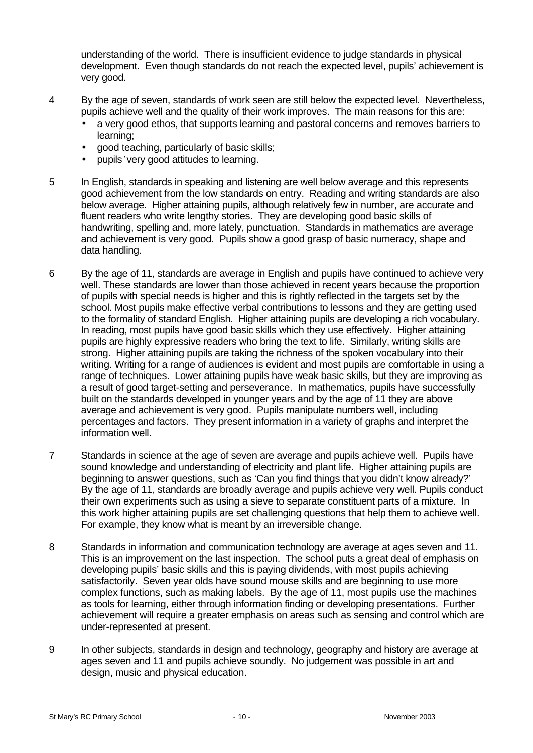understanding of the world. There is insufficient evidence to judge standards in physical development. Even though standards do not reach the expected level, pupils' achievement is very good.

4 By the age of seven, standards of work seen are still below the expected level. Nevertheless, pupils achieve well and the quality of their work improves. The main reasons for this are:

- a very good ethos, that supports learning and pastoral concerns and removes barriers to learning;
- good teaching, particularly of basic skills;
- pupils' very good attitudes to learning.

5 In English, standards in speaking and listening are well below average and this represents good achievement from the low standards on entry. Reading and writing standards are also below average. Higher attaining pupils, although relatively few in number, are accurate and fluent readers who write lengthy stories. They are developing good basic skills of handwriting, spelling and, more lately, punctuation. Standards in mathematics are average and achievement is very good. Pupils show a good grasp of basic numeracy, shape and data handling.

6 By the age of 11, standards are average in English and pupils have continued to achieve very well. These standards are lower than those achieved in recent years because the proportion of pupils with special needs is higher and this is rightly reflected in the targets set by the school. Most pupils make effective verbal contributions to lessons and they are getting used to the formality of standard English. Higher attaining pupils are developing a rich vocabulary. In reading, most pupils have good basic skills which they use effectively. Higher attaining pupils are highly expressive readers who bring the text to life. Similarly, writing skills are strong. Higher attaining pupils are taking the richness of the spoken vocabulary into their writing. Writing for a range of audiences is evident and most pupils are comfortable in using a range of techniques. Lower attaining pupils have weak basic skills, but they are improving as a result of good target-setting and perseverance. In mathematics, pupils have successfully built on the standards developed in younger years and by the age of 11 they are above average and achievement is very good. Pupils manipulate numbers well, including percentages and factors. They present information in a variety of graphs and interpret the information well.

7 Standards in science at the age of seven are average and pupils achieve well. Pupils have sound knowledge and understanding of electricity and plant life. Higher attaining pupils are beginning to answer questions, such as 'Can you find things that you didn't know already?' By the age of 11, standards are broadly average and pupils achieve very well. Pupils conduct their own experiments such as using a sieve to separate constituent parts of a mixture. In this work higher attaining pupils are set challenging questions that help them to achieve well. For example, they know what is meant by an irreversible change.

8 Standards in information and communication technology are average at ages seven and 11. This is an improvement on the last inspection. The school puts a great deal of emphasis on developing pupils' basic skills and this is paying dividends, with most pupils achieving satisfactorily. Seven year olds have sound mouse skills and are beginning to use more complex functions, such as making labels. By the age of 11, most pupils use the machines as tools for learning, either through information finding or developing presentations. Further achievement will require a greater emphasis on areas such as sensing and control which are under-represented at present.

9 In other subjects, standards in design and technology, geography and history are average at ages seven and 11 and pupils achieve soundly. No judgement was possible in art and design, music and physical education.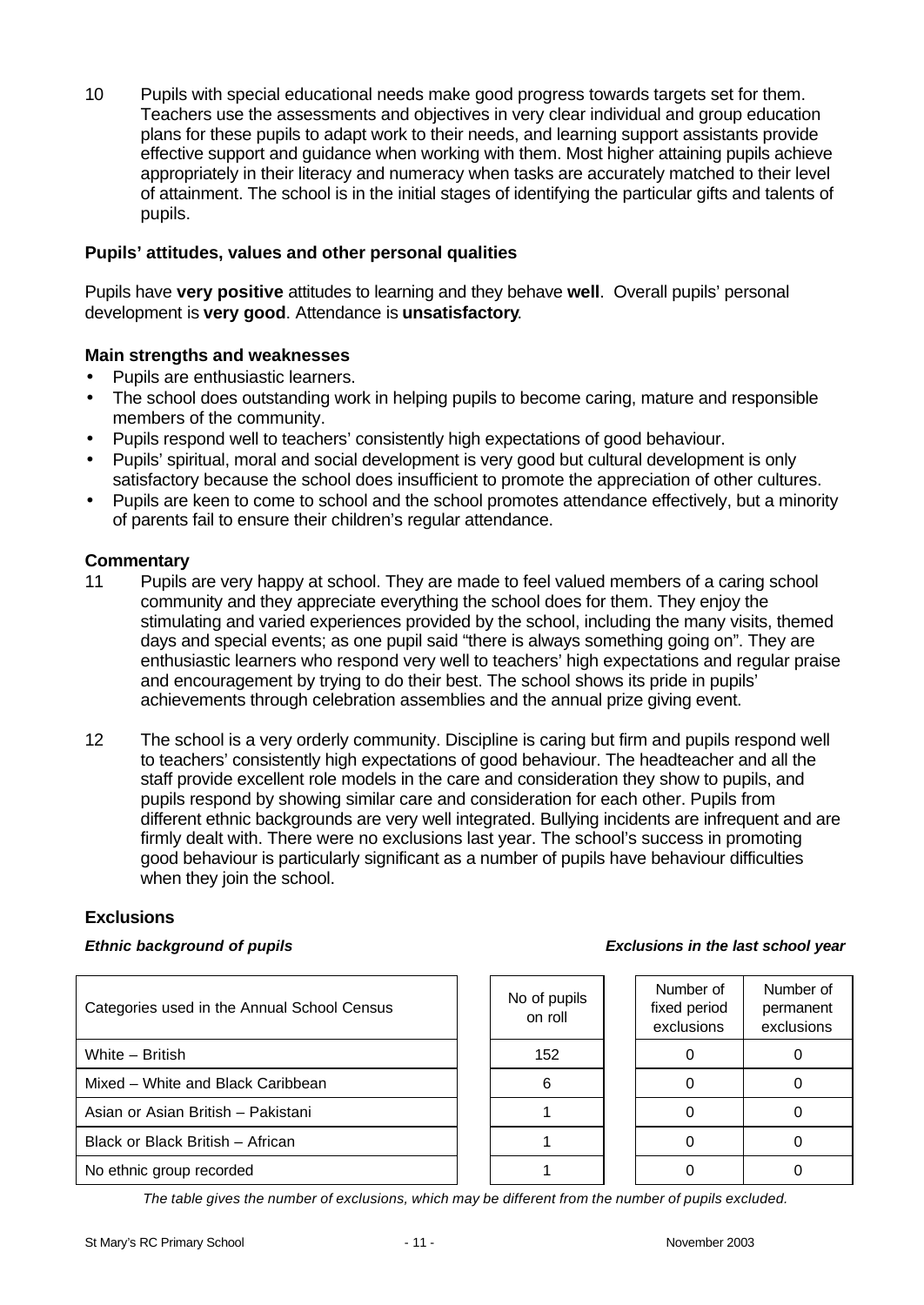10 Pupils with special educational needs make good progress towards targets set for them. Teachers use the assessments and objectives in very clear individual and group education plans for these pupils to adapt work to their needs, and learning support assistants provide effective support and guidance when working with them. Most higher attaining pupils achieve appropriately in their literacy and numeracy when tasks are accurately matched to their level of attainment. The school is in the initial stages of identifying the particular gifts and talents of pupils.

### Pupils' attitudes, values and other personal qualities

Pupils have **very positive** attitudes to learning and they behave **well**. Overall pupils' personal development is **very good**. Attendance is **unsatisfactory**.

#### Main strengths and weaknesses

- Pupils are enthusiastic learners.
- The school does outstanding work in helping pupils to become caring, mature and responsible members of the community.
- Pupils respond well to teachers' consistently high expectations of good behaviour.
- Pupils' spiritual, moral and social development is very good but cultural development is only satisfactory because the school does insufficient to promote the appreciation of other cultures.
- Pupils are keen to come to school and the school promotes attendance effectively, but a minority of parents fail to ensure their children's regular attendance.

#### Commentary

11 Pupils are very happy at school. They are made to feel valued members of a caring school community and they appreciate everything the school does for them. They enjoy the stimulating and varied experiences provided by the school, including the many visits, themed days and special events; as one pupil said "there is always something going on". They are enthusiastic learners who respond very well to teachers' high expectations and regular praise and encouragement by trying to do their best. The school shows its pride in pupils' achievements through celebration assemblies and the annual prize giving event.

12 The school is a very orderly community. Discipline is caring but firm and pupils respond well to teachers' consistently high expectations of good behaviour. The headteacher and all the staff provide excellent role models in the care and consideration they show to pupils, and pupils respond by showing similar care and consideration for each other. Pupils from different ethnic backgrounds are very well integrated. Bullying incidents are infrequent and are firmly dealt with. There were no exclusions last year. The school's success in promoting good behaviour is particularly significant as a number of pupils have behaviour difficulties when they join the school.

### Exclusions

*Ethnic background of pupils* | *Exclusions in the last school year*

| Categories used in the Annual School Census | No of pupils on roll | Number of fixed period exclusions | Number of permanent exclusions |
|---|---|---|---|
| White – British | 152 | 0 | 0 |
| Mixed – White and Black Caribbean | 6 | 0 | 0 |
| Asian or Asian British – Pakistani | 1 | 0 | 0 |
| Black or Black British – African | 1 | 0 | 0 |
| No ethnic group recorded | 1 | 0 | 0 |

*The table gives the number of exclusions, which may be different from the number of pupils excluded.*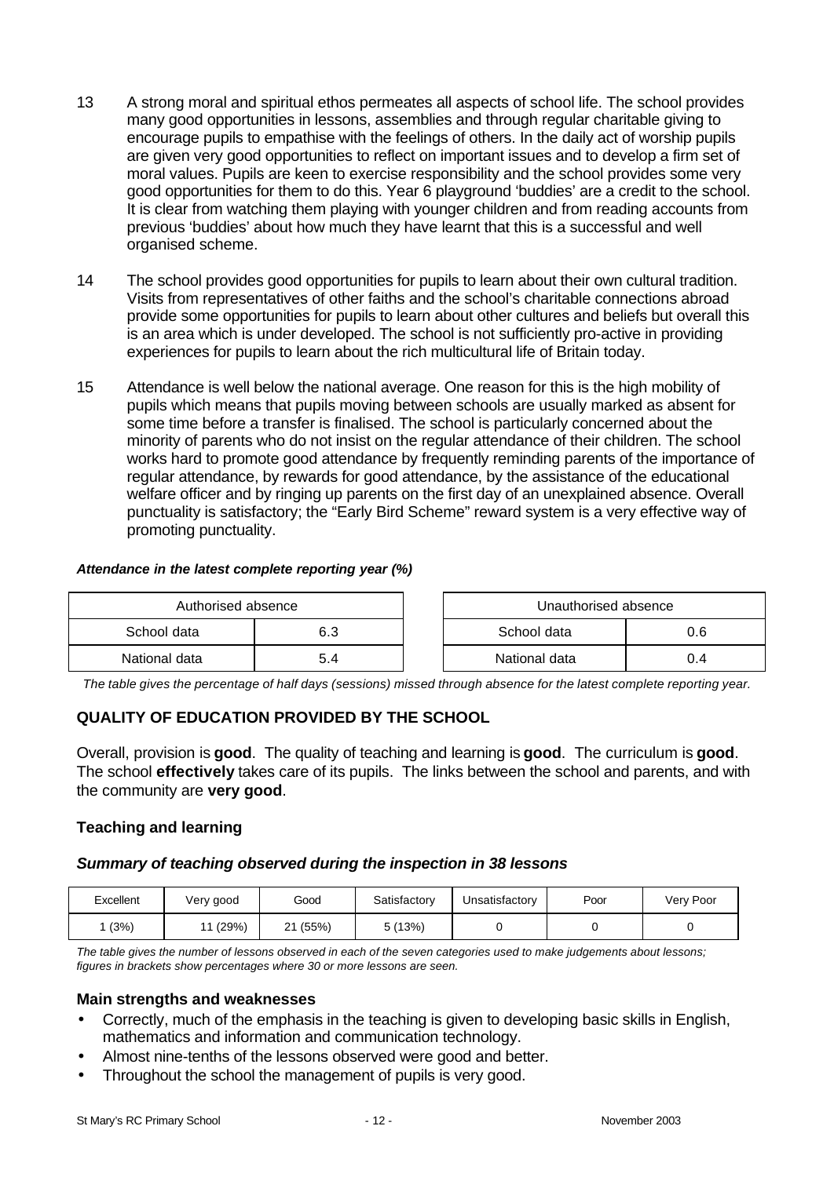13 A strong moral and spiritual ethos permeates all aspects of school life. The school provides many good opportunities in lessons, assemblies and through regular charitable giving to encourage pupils to empathise with the feelings of others. In the daily act of worship pupils are given very good opportunities to reflect on important issues and to develop a firm set of moral values. Pupils are keen to exercise responsibility and the school provides some very good opportunities for them to do this. Year 6 playground 'buddies' are a credit to the school. It is clear from watching them playing with younger children and from reading accounts from previous 'buddies' about how much they have learnt that this is a successful and well organised scheme.

14 The school provides good opportunities for pupils to learn about their own cultural tradition. Visits from representatives of other faiths and the school's charitable connections abroad provide some opportunities for pupils to learn about other cultures and beliefs but overall this is an area which is under developed. The school is not sufficiently pro-active in providing experiences for pupils to learn about the rich multicultural life of Britain today.

15 Attendance is well below the national average. One reason for this is the high mobility of pupils which means that pupils moving between schools are usually marked as absent for some time before a transfer is finalised. The school is particularly concerned about the minority of parents who do not insist on the regular attendance of their children. The school works hard to promote good attendance by frequently reminding parents of the importance of regular attendance, by rewards for good attendance, by the assistance of the educational welfare officer and by ringing up parents on the first day of an unexplained absence. Overall punctuality is satisfactory; the "Early Bird Scheme" reward system is a very effective way of promoting punctuality.

***Attendance in the latest complete reporting year (%)***

| Authorised absence | |
|---|---|
| School data | 6.3 |
| National data | 5.4 |

| Unauthorised absence | |
|---|---|
| School data | 0.6 |
| National data | 0.4 |

*The table gives the percentage of half days (sessions) missed through absence for the latest complete reporting year.*

## QUALITY OF EDUCATION PROVIDED BY THE SCHOOL

Overall, provision is **good**. The quality of teaching and learning is **good**. The curriculum is **good**. The school **effectively** takes care of its pupils. The links between the school and parents, and with the community are **very good**.

### Teaching and learning

***Summary of teaching observed during the inspection in 38 lessons***

| Excellent | Very good | Good | Satisfactory | Unsatisfactory | Poor | Very Poor |
|---|---|---|---|---|---|---|
| 1 (3%) | 11 (29%) | 21 (55%) | 5 (13%) | 0 | 0 | 0 |

*The table gives the number of lessons observed in each of the seven categories used to make judgements about lessons; figures in brackets show percentages where 30 or more lessons are seen.*

**Main strengths and weaknesses**

- Correctly, much of the emphasis in the teaching is given to developing basic skills in English, mathematics and information and communication technology.
- Almost nine-tenths of the lessons observed were good and better.
- Throughout the school the management of pupils is very good.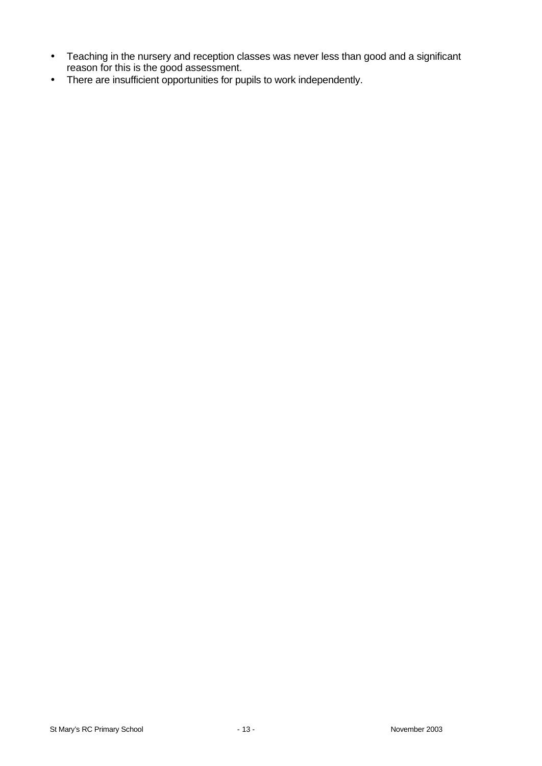- Teaching in the nursery and reception classes was never less than good and a significant reason for this is the good assessment.
- There are insufficient opportunities for pupils to work independently.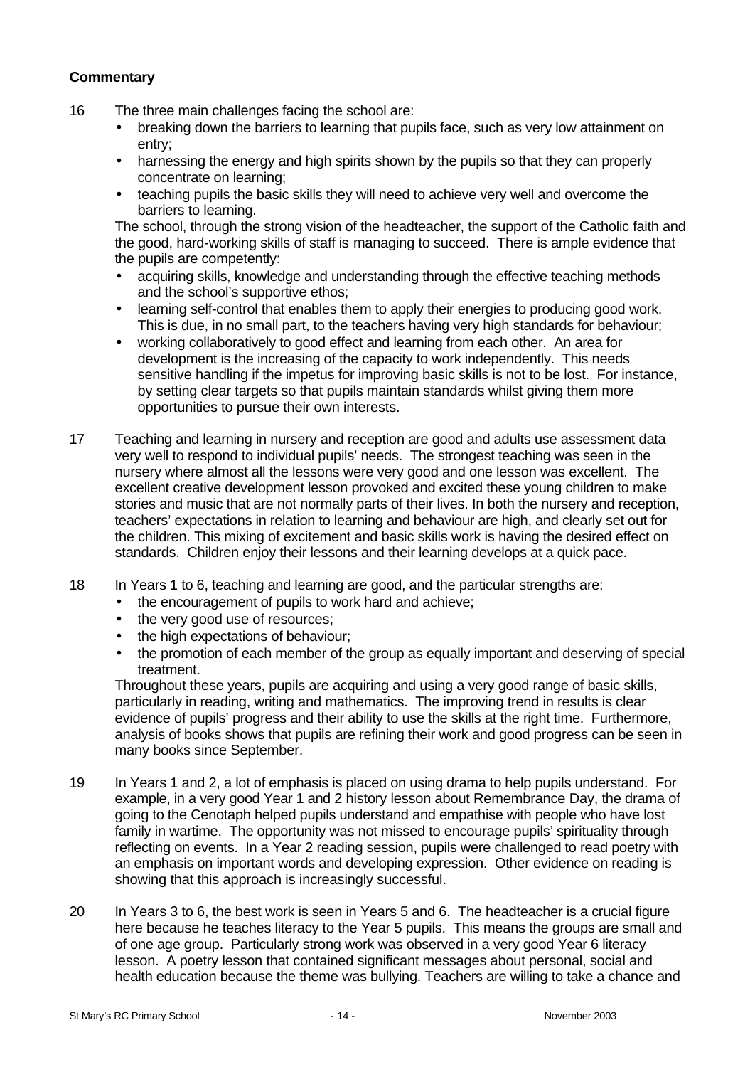**Commentary**

16 The three main challenges facing the school are:

- breaking down the barriers to learning that pupils face, such as very low attainment on entry;
- harnessing the energy and high spirits shown by the pupils so that they can properly concentrate on learning;
- teaching pupils the basic skills they will need to achieve very well and overcome the barriers to learning.

The school, through the strong vision of the headteacher, the support of the Catholic faith and the good, hard-working skills of staff is managing to succeed. There is ample evidence that the pupils are competently:

- acquiring skills, knowledge and understanding through the effective teaching methods and the school's supportive ethos;
- learning self-control that enables them to apply their energies to producing good work. This is due, in no small part, to the teachers having very high standards for behaviour;
- working collaboratively to good effect and learning from each other. An area for development is the increasing of the capacity to work independently. This needs sensitive handling if the impetus for improving basic skills is not to be lost. For instance, by setting clear targets so that pupils maintain standards whilst giving them more opportunities to pursue their own interests.

17 Teaching and learning in nursery and reception are good and adults use assessment data very well to respond to individual pupils' needs. The strongest teaching was seen in the nursery where almost all the lessons were very good and one lesson was excellent. The excellent creative development lesson provoked and excited these young children to make stories and music that are not normally parts of their lives. In both the nursery and reception, teachers' expectations in relation to learning and behaviour are high, and clearly set out for the children. This mixing of excitement and basic skills work is having the desired effect on standards. Children enjoy their lessons and their learning develops at a quick pace.

18 In Years 1 to 6, teaching and learning are good, and the particular strengths are:

- the encouragement of pupils to work hard and achieve;
- the very good use of resources;
- the high expectations of behaviour;
- the promotion of each member of the group as equally important and deserving of special treatment.

Throughout these years, pupils are acquiring and using a very good range of basic skills, particularly in reading, writing and mathematics. The improving trend in results is clear evidence of pupils' progress and their ability to use the skills at the right time. Furthermore, analysis of books shows that pupils are refining their work and good progress can be seen in many books since September.

19 In Years 1 and 2, a lot of emphasis is placed on using drama to help pupils understand. For example, in a very good Year 1 and 2 history lesson about Remembrance Day, the drama of going to the Cenotaph helped pupils understand and empathise with people who have lost family in wartime. The opportunity was not missed to encourage pupils' spirituality through reflecting on events. In a Year 2 reading session, pupils were challenged to read poetry with an emphasis on important words and developing expression. Other evidence on reading is showing that this approach is increasingly successful.

20 In Years 3 to 6, the best work is seen in Years 5 and 6. The headteacher is a crucial figure here because he teaches literacy to the Year 5 pupils. This means the groups are small and of one age group. Particularly strong work was observed in a very good Year 6 literacy lesson. A poetry lesson that contained significant messages about personal, social and health education because the theme was bullying. Teachers are willing to take a chance and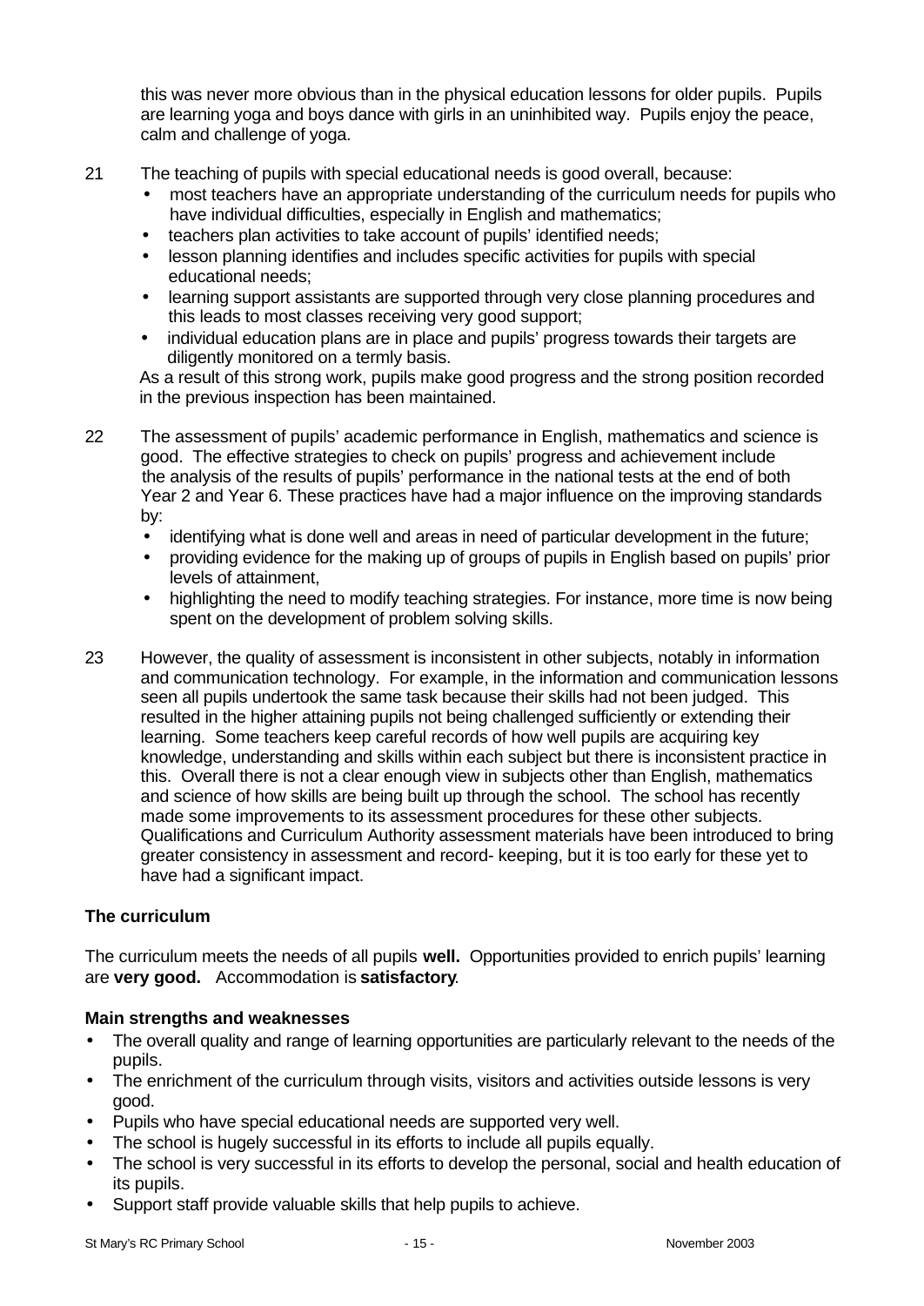this was never more obvious than in the physical education lessons for older pupils. Pupils are learning yoga and boys dance with girls in an uninhibited way. Pupils enjoy the peace, calm and challenge of yoga.

21 The teaching of pupils with special educational needs is good overall, because:

- most teachers have an appropriate understanding of the curriculum needs for pupils who have individual difficulties, especially in English and mathematics;
- teachers plan activities to take account of pupils' identified needs;
- lesson planning identifies and includes specific activities for pupils with special educational needs;
- learning support assistants are supported through very close planning procedures and this leads to most classes receiving very good support;
- individual education plans are in place and pupils' progress towards their targets are diligently monitored on a termly basis.

As a result of this strong work, pupils make good progress and the strong position recorded in the previous inspection has been maintained.

22 The assessment of pupils' academic performance in English, mathematics and science is good. The effective strategies to check on pupils' progress and achievement include the analysis of the results of pupils' performance in the national tests at the end of both Year 2 and Year 6. These practices have had a major influence on the improving standards by:

- identifying what is done well and areas in need of particular development in the future;
- providing evidence for the making up of groups of pupils in English based on pupils' prior levels of attainment,
- highlighting the need to modify teaching strategies. For instance, more time is now being spent on the development of problem solving skills.

23 However, the quality of assessment is inconsistent in other subjects, notably in information and communication technology. For example, in the information and communication lessons seen all pupils undertook the same task because their skills had not been judged. This resulted in the higher attaining pupils not being challenged sufficiently or extending their learning. Some teachers keep careful records of how well pupils are acquiring key knowledge, understanding and skills within each subject but there is inconsistent practice in this. Overall there is not a clear enough view in subjects other than English, mathematics and science of how skills are being built up through the school. The school has recently made some improvements to its assessment procedures for these other subjects. Qualifications and Curriculum Authority assessment materials have been introduced to bring greater consistency in assessment and record- keeping, but it is too early for these yet to have had a significant impact.

### The curriculum

The curriculum meets the needs of all pupils **well.** Opportunities provided to enrich pupils' learning are **very good.** Accommodation is **satisfactory**.

#### Main strengths and weaknesses

- The overall quality and range of learning opportunities are particularly relevant to the needs of the pupils.
- The enrichment of the curriculum through visits, visitors and activities outside lessons is very good.
- Pupils who have special educational needs are supported very well.
- The school is hugely successful in its efforts to include all pupils equally.
- The school is very successful in its efforts to develop the personal, social and health education of its pupils.
- Support staff provide valuable skills that help pupils to achieve.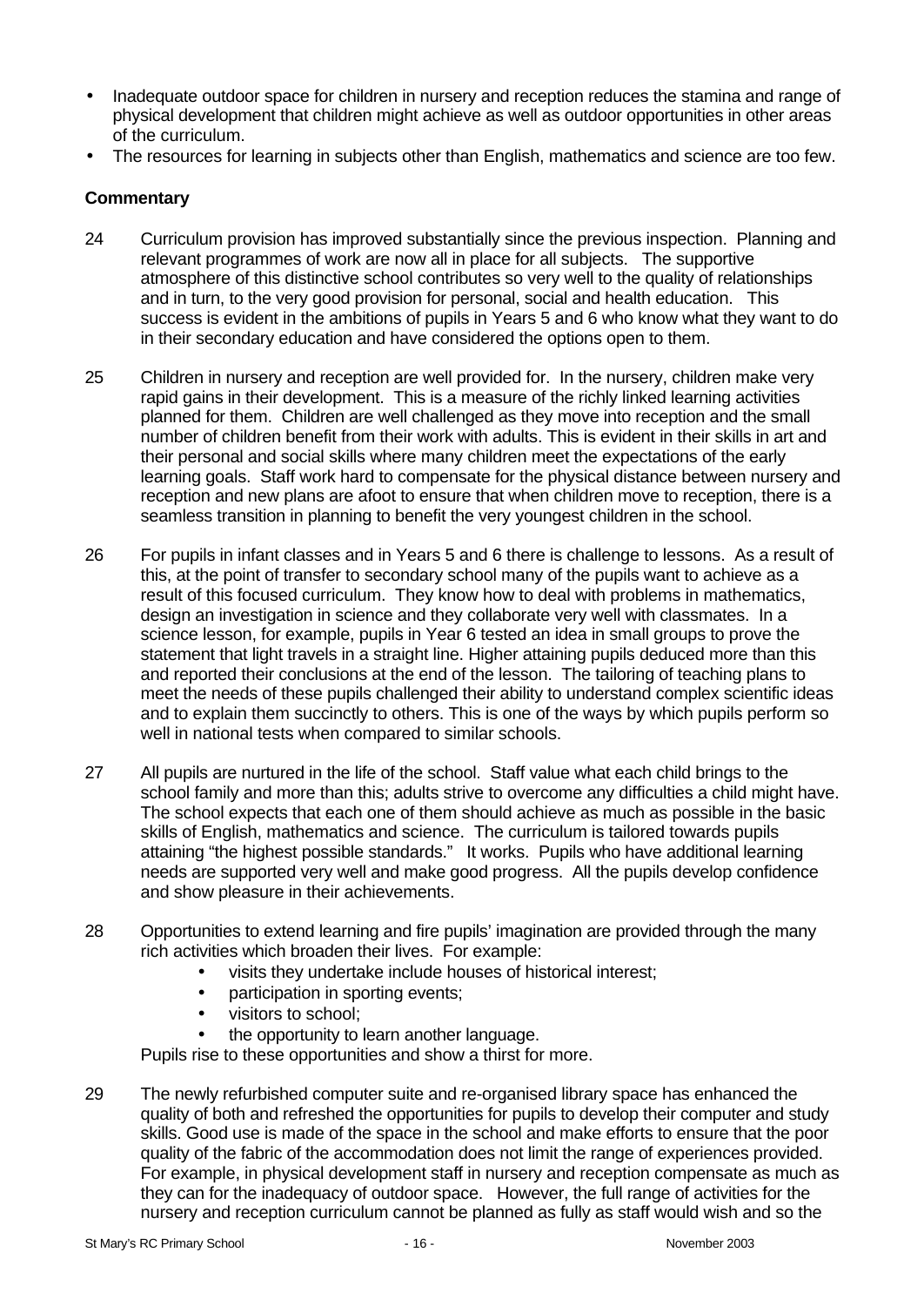- Inadequate outdoor space for children in nursery and reception reduces the stamina and range of physical development that children might achieve as well as outdoor opportunities in other areas of the curriculum.
- The resources for learning in subjects other than English, mathematics and science are too few.

**Commentary**

24 Curriculum provision has improved substantially since the previous inspection. Planning and relevant programmes of work are now all in place for all subjects. The supportive atmosphere of this distinctive school contributes so very well to the quality of relationships and in turn, to the very good provision for personal, social and health education. This success is evident in the ambitions of pupils in Years 5 and 6 who know what they want to do in their secondary education and have considered the options open to them.

25 Children in nursery and reception are well provided for. In the nursery, children make very rapid gains in their development. This is a measure of the richly linked learning activities planned for them. Children are well challenged as they move into reception and the small number of children benefit from their work with adults. This is evident in their skills in art and their personal and social skills where many children meet the expectations of the early learning goals. Staff work hard to compensate for the physical distance between nursery and reception and new plans are afoot to ensure that when children move to reception, there is a seamless transition in planning to benefit the very youngest children in the school.

26 For pupils in infant classes and in Years 5 and 6 there is challenge to lessons. As a result of this, at the point of transfer to secondary school many of the pupils want to achieve as a result of this focused curriculum. They know how to deal with problems in mathematics, design an investigation in science and they collaborate very well with classmates. In a science lesson, for example, pupils in Year 6 tested an idea in small groups to prove the statement that light travels in a straight line. Higher attaining pupils deduced more than this and reported their conclusions at the end of the lesson. The tailoring of teaching plans to meet the needs of these pupils challenged their ability to understand complex scientific ideas and to explain them succinctly to others. This is one of the ways by which pupils perform so well in national tests when compared to similar schools.

27 All pupils are nurtured in the life of the school. Staff value what each child brings to the school family and more than this; adults strive to overcome any difficulties a child might have. The school expects that each one of them should achieve as much as possible in the basic skills of English, mathematics and science. The curriculum is tailored towards pupils attaining "the highest possible standards." It works. Pupils who have additional learning needs are supported very well and make good progress. All the pupils develop confidence and show pleasure in their achievements.

28 Opportunities to extend learning and fire pupils' imagination are provided through the many rich activities which broaden their lives. For example:

- visits they undertake include houses of historical interest;
- participation in sporting events;
- visitors to school;
- the opportunity to learn another language.

Pupils rise to these opportunities and show a thirst for more.

29 The newly refurbished computer suite and re-organised library space has enhanced the quality of both and refreshed the opportunities for pupils to develop their computer and study skills. Good use is made of the space in the school and make efforts to ensure that the poor quality of the fabric of the accommodation does not limit the range of experiences provided. For example, in physical development staff in nursery and reception compensate as much as they can for the inadequacy of outdoor space. However, the full range of activities for the nursery and reception curriculum cannot be planned as fully as staff would wish and so the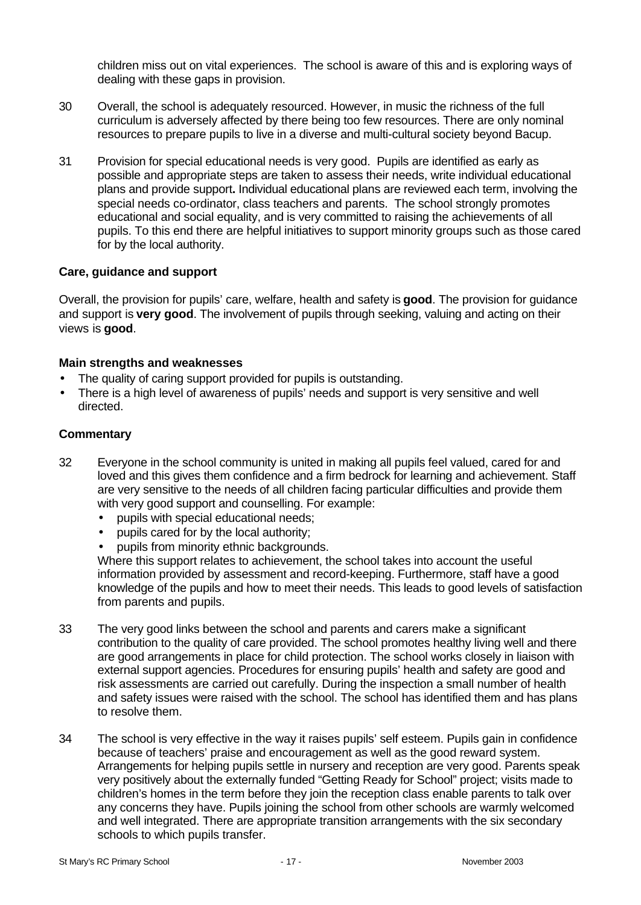children miss out on vital experiences. The school is aware of this and is exploring ways of dealing with these gaps in provision.

30 Overall, the school is adequately resourced. However, in music the richness of the full curriculum is adversely affected by there being too few resources. There are only nominal resources to prepare pupils to live in a diverse and multi-cultural society beyond Bacup.

31 Provision for special educational needs is very good. Pupils are identified as early as possible and appropriate steps are taken to assess their needs, write individual educational plans and provide support**.** Individual educational plans are reviewed each term, involving the special needs co-ordinator, class teachers and parents. The school strongly promotes educational and social equality, and is very committed to raising the achievements of all pupils. To this end there are helpful initiatives to support minority groups such as those cared for by the local authority.

### Care, guidance and support

Overall, the provision for pupils' care, welfare, health and safety is **good**. The provision for guidance and support is **very good**. The involvement of pupils through seeking, valuing and acting on their views is **good**.

### Main strengths and weaknesses

- The quality of caring support provided for pupils is outstanding.
- There is a high level of awareness of pupils' needs and support is very sensitive and well directed.

### Commentary

32 Everyone in the school community is united in making all pupils feel valued, cared for and loved and this gives them confidence and a firm bedrock for learning and achievement. Staff are very sensitive to the needs of all children facing particular difficulties and provide them with very good support and counselling. For example:

- pupils with special educational needs;
- pupils cared for by the local authority;
- pupils from minority ethnic backgrounds.

Where this support relates to achievement, the school takes into account the useful information provided by assessment and record-keeping. Furthermore, staff have a good knowledge of the pupils and how to meet their needs. This leads to good levels of satisfaction from parents and pupils.

33 The very good links between the school and parents and carers make a significant contribution to the quality of care provided. The school promotes healthy living well and there are good arrangements in place for child protection. The school works closely in liaison with external support agencies. Procedures for ensuring pupils' health and safety are good and risk assessments are carried out carefully. During the inspection a small number of health and safety issues were raised with the school. The school has identified them and has plans to resolve them.

34 The school is very effective in the way it raises pupils' self esteem. Pupils gain in confidence because of teachers' praise and encouragement as well as the good reward system. Arrangements for helping pupils settle in nursery and reception are very good. Parents speak very positively about the externally funded "Getting Ready for School" project; visits made to children's homes in the term before they join the reception class enable parents to talk over any concerns they have. Pupils joining the school from other schools are warmly welcomed and well integrated. There are appropriate transition arrangements with the six secondary schools to which pupils transfer.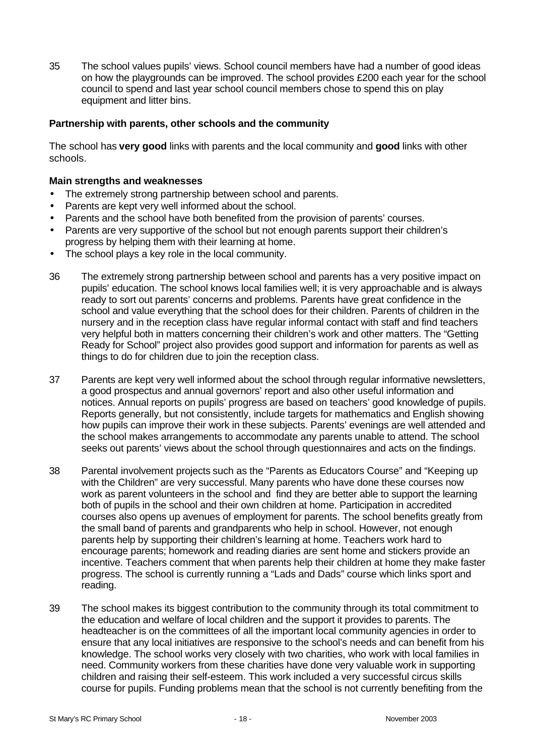35 The school values pupils' views. School council members have had a number of good ideas on how the playgrounds can be improved. The school provides £200 each year for the school council to spend and last year school council members chose to spend this on play equipment and litter bins.

### Partnership with parents, other schools and the community

The school has **very good** links with parents and the local community and **good** links with other schools.

#### Main strengths and weaknesses

- The extremely strong partnership between school and parents.
- Parents are kept very well informed about the school.
- Parents and the school have both benefited from the provision of parents' courses.
- Parents are very supportive of the school but not enough parents support their children's progress by helping them with their learning at home.
- The school plays a key role in the local community.

36 The extremely strong partnership between school and parents has a very positive impact on pupils' education. The school knows local families well; it is very approachable and is always ready to sort out parents' concerns and problems. Parents have great confidence in the school and value everything that the school does for their children. Parents of children in the nursery and in the reception class have regular informal contact with staff and find teachers very helpful both in matters concerning their children's work and other matters. The "Getting Ready for School" project also provides good support and information for parents as well as things to do for children due to join the reception class.

37 Parents are kept very well informed about the school through regular informative newsletters, a good prospectus and annual governors' report and also other useful information and notices. Annual reports on pupils' progress are based on teachers' good knowledge of pupils. Reports generally, but not consistently, include targets for mathematics and English showing how pupils can improve their work in these subjects. Parents' evenings are well attended and the school makes arrangements to accommodate any parents unable to attend. The school seeks out parents' views about the school through questionnaires and acts on the findings.

38 Parental involvement projects such as the "Parents as Educators Course" and "Keeping up with the Children" are very successful. Many parents who have done these courses now work as parent volunteers in the school and find they are better able to support the learning both of pupils in the school and their own children at home. Participation in accredited courses also opens up avenues of employment for parents. The school benefits greatly from the small band of parents and grandparents who help in school. However, not enough parents help by supporting their children's learning at home. Teachers work hard to encourage parents; homework and reading diaries are sent home and stickers provide an incentive. Teachers comment that when parents help their children at home they make faster progress. The school is currently running a "Lads and Dads" course which links sport and reading.

39 The school makes its biggest contribution to the community through its total commitment to the education and welfare of local children and the support it provides to parents. The headteacher is on the committees of all the important local community agencies in order to ensure that any local initiatives are responsive to the school's needs and can benefit from his knowledge. The school works very closely with two charities, who work with local families in need. Community workers from these charities have done very valuable work in supporting children and raising their self-esteem. This work included a very successful circus skills course for pupils. Funding problems mean that the school is not currently benefiting from the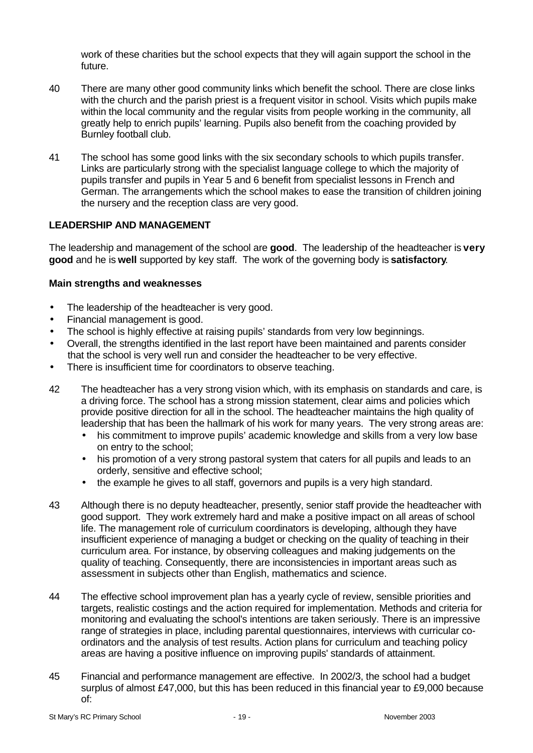work of these charities but the school expects that they will again support the school in the future.

40 There are many other good community links which benefit the school. There are close links with the church and the parish priest is a frequent visitor in school. Visits which pupils make within the local community and the regular visits from people working in the community, all greatly help to enrich pupils' learning. Pupils also benefit from the coaching provided by Burnley football club.

41 The school has some good links with the six secondary schools to which pupils transfer. Links are particularly strong with the specialist language college to which the majority of pupils transfer and pupils in Year 5 and 6 benefit from specialist lessons in French and German. The arrangements which the school makes to ease the transition of children joining the nursery and the reception class are very good.

## LEADERSHIP AND MANAGEMENT

The leadership and management of the school are **good**. The leadership of the headteacher is **very good** and he is **well** supported by key staff. The work of the governing body is **satisfactory**.

### Main strengths and weaknesses

- The leadership of the headteacher is very good.
- Financial management is good.
- The school is highly effective at raising pupils' standards from very low beginnings.
- Overall, the strengths identified in the last report have been maintained and parents consider that the school is very well run and consider the headteacher to be very effective.
- There is insufficient time for coordinators to observe teaching.

42 The headteacher has a very strong vision which, with its emphasis on standards and care, is a driving force. The school has a strong mission statement, clear aims and policies which provide positive direction for all in the school. The headteacher maintains the high quality of leadership that has been the hallmark of his work for many years. The very strong areas are:
   - his commitment to improve pupils' academic knowledge and skills from a very low base on entry to the school;
   - his promotion of a very strong pastoral system that caters for all pupils and leads to an orderly, sensitive and effective school;
   - the example he gives to all staff, governors and pupils is a very high standard.

43 Although there is no deputy headteacher, presently, senior staff provide the headteacher with good support. They work extremely hard and make a positive impact on all areas of school life. The management role of curriculum coordinators is developing, although they have insufficient experience of managing a budget or checking on the quality of teaching in their curriculum area. For instance, by observing colleagues and making judgements on the quality of teaching. Consequently, there are inconsistencies in important areas such as assessment in subjects other than English, mathematics and science.

44 The effective school improvement plan has a yearly cycle of review, sensible priorities and targets, realistic costings and the action required for implementation. Methods and criteria for monitoring and evaluating the school's intentions are taken seriously. There is an impressive range of strategies in place, including parental questionnaires, interviews with curricular co-ordinators and the analysis of test results. Action plans for curriculum and teaching policy areas are having a positive influence on improving pupils' standards of attainment.

45 Financial and performance management are effective. In 2002/3, the school had a budget surplus of almost £47,000, but this has been reduced in this financial year to £9,000 because of: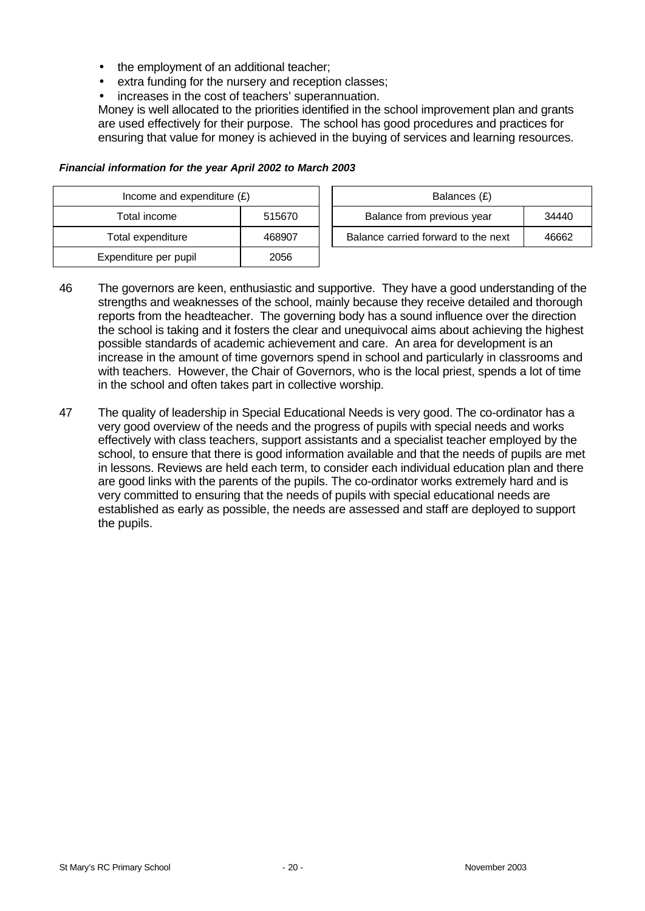- the employment of an additional teacher;
- extra funding for the nursery and reception classes;
- increases in the cost of teachers' superannuation.

Money is well allocated to the priorities identified in the school improvement plan and grants are used effectively for their purpose. The school has good procedures and practices for ensuring that value for money is achieved in the buying of services and learning resources.

***Financial information for the year April 2002 to March 2003***

| Income and expenditure (£) | |
|---|---|
| Total income | 515670 |
| Total expenditure | 468907 |
| Expenditure per pupil | 2056 |

| Balances (£) | |
|---|---|
| Balance from previous year | 34440 |
| Balance carried forward to the next | 46662 |

46 The governors are keen, enthusiastic and supportive. They have a good understanding of the strengths and weaknesses of the school, mainly because they receive detailed and thorough reports from the headteacher. The governing body has a sound influence over the direction the school is taking and it fosters the clear and unequivocal aims about achieving the highest possible standards of academic achievement and care. An area for development is an increase in the amount of time governors spend in school and particularly in classrooms and with teachers. However, the Chair of Governors, who is the local priest, spends a lot of time in the school and often takes part in collective worship.

47 The quality of leadership in Special Educational Needs is very good. The co-ordinator has a very good overview of the needs and the progress of pupils with special needs and works effectively with class teachers, support assistants and a specialist teacher employed by the school, to ensure that there is good information available and that the needs of pupils are met in lessons. Reviews are held each term, to consider each individual education plan and there are good links with the parents of the pupils. The co-ordinator works extremely hard and is very committed to ensuring that the needs of pupils with special educational needs are established as early as possible, the needs are assessed and staff are deployed to support the pupils.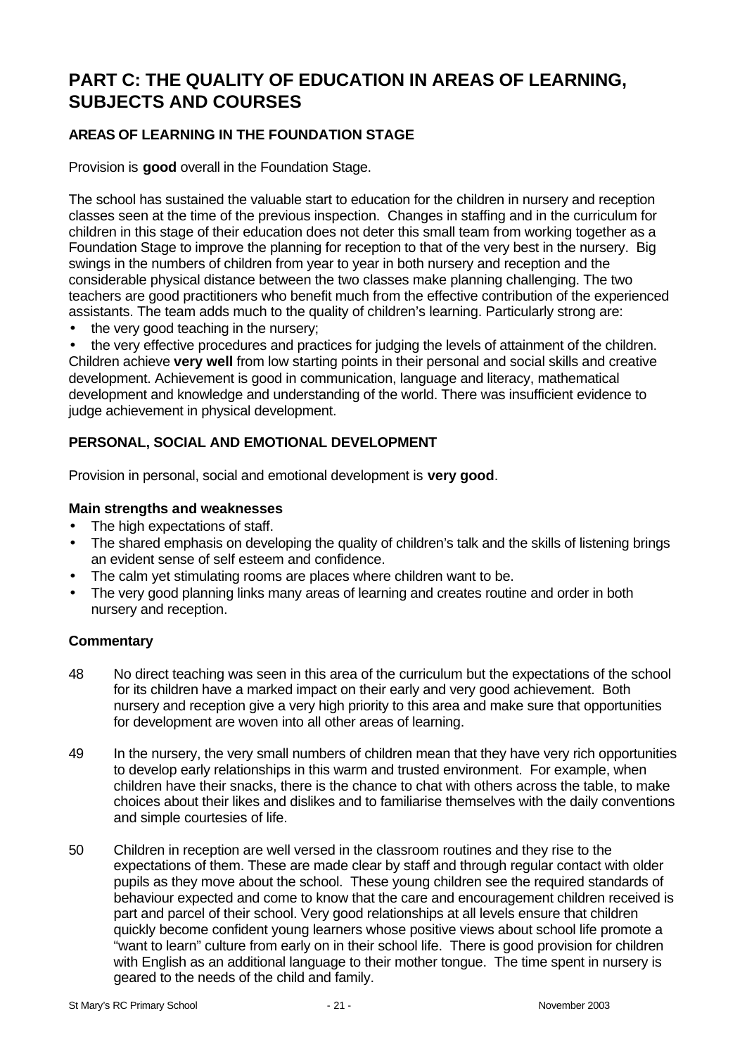# PART C: THE QUALITY OF EDUCATION IN AREAS OF LEARNING, SUBJECTS AND COURSES

## AREAS OF LEARNING IN THE FOUNDATION STAGE

Provision is **good** overall in the Foundation Stage.

The school has sustained the valuable start to education for the children in nursery and reception classes seen at the time of the previous inspection. Changes in staffing and in the curriculum for children in this stage of their education does not deter this small team from working together as a Foundation Stage to improve the planning for reception to that of the very best in the nursery. Big swings in the numbers of children from year to year in both nursery and reception and the considerable physical distance between the two classes make planning challenging. The two teachers are good practitioners who benefit much from the effective contribution of the experienced assistants. The team adds much to the quality of children's learning. Particularly strong are:

- the very good teaching in the nursery;
- the very effective procedures and practices for judging the levels of attainment of the children.

Children achieve **very well** from low starting points in their personal and social skills and creative development. Achievement is good in communication, language and literacy, mathematical development and knowledge and understanding of the world. There was insufficient evidence to judge achievement in physical development.

## PERSONAL, SOCIAL AND EMOTIONAL DEVELOPMENT

Provision in personal, social and emotional development is **very good**.

### Main strengths and weaknesses

- The high expectations of staff.
- The shared emphasis on developing the quality of children's talk and the skills of listening brings an evident sense of self esteem and confidence.
- The calm yet stimulating rooms are places where children want to be.
- The very good planning links many areas of learning and creates routine and order in both nursery and reception.

### Commentary

48 No direct teaching was seen in this area of the curriculum but the expectations of the school for its children have a marked impact on their early and very good achievement. Both nursery and reception give a very high priority to this area and make sure that opportunities for development are woven into all other areas of learning.

49 In the nursery, the very small numbers of children mean that they have very rich opportunities to develop early relationships in this warm and trusted environment. For example, when children have their snacks, there is the chance to chat with others across the table, to make choices about their likes and dislikes and to familiarise themselves with the daily conventions and simple courtesies of life.

50 Children in reception are well versed in the classroom routines and they rise to the expectations of them. These are made clear by staff and through regular contact with older pupils as they move about the school. These young children see the required standards of behaviour expected and come to know that the care and encouragement children received is part and parcel of their school. Very good relationships at all levels ensure that children quickly become confident young learners whose positive views about school life promote a "want to learn" culture from early on in their school life. There is good provision for children with English as an additional language to their mother tongue. The time spent in nursery is geared to the needs of the child and family.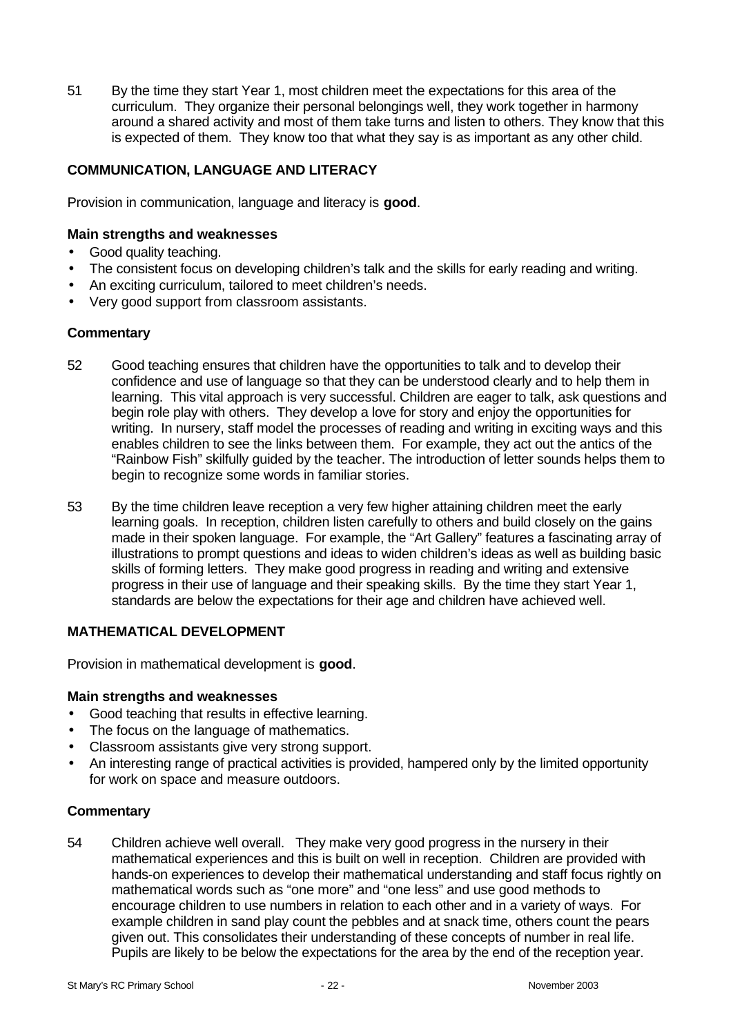51 By the time they start Year 1, most children meet the expectations for this area of the curriculum. They organize their personal belongings well, they work together in harmony around a shared activity and most of them take turns and listen to others. They know that this is expected of them. They know too that what they say is as important as any other child.

## COMMUNICATION, LANGUAGE AND LITERACY

Provision in communication, language and literacy is **good**.

### Main strengths and weaknesses

- Good quality teaching.
- The consistent focus on developing children's talk and the skills for early reading and writing.
- An exciting curriculum, tailored to meet children's needs.
- Very good support from classroom assistants.

### Commentary

52 Good teaching ensures that children have the opportunities to talk and to develop their confidence and use of language so that they can be understood clearly and to help them in learning. This vital approach is very successful. Children are eager to talk, ask questions and begin role play with others. They develop a love for story and enjoy the opportunities for writing. In nursery, staff model the processes of reading and writing in exciting ways and this enables children to see the links between them. For example, they act out the antics of the "Rainbow Fish" skilfully guided by the teacher. The introduction of letter sounds helps them to begin to recognize some words in familiar stories.

53 By the time children leave reception a very few higher attaining children meet the early learning goals. In reception, children listen carefully to others and build closely on the gains made in their spoken language. For example, the "Art Gallery" features a fascinating array of illustrations to prompt questions and ideas to widen children's ideas as well as building basic skills of forming letters. They make good progress in reading and writing and extensive progress in their use of language and their speaking skills. By the time they start Year 1, standards are below the expectations for their age and children have achieved well.

## MATHEMATICAL DEVELOPMENT

Provision in mathematical development is **good**.

### Main strengths and weaknesses

- Good teaching that results in effective learning.
- The focus on the language of mathematics.
- Classroom assistants give very strong support.
- An interesting range of practical activities is provided, hampered only by the limited opportunity for work on space and measure outdoors.

### Commentary

54 Children achieve well overall. They make very good progress in the nursery in their mathematical experiences and this is built on well in reception. Children are provided with hands-on experiences to develop their mathematical understanding and staff focus rightly on mathematical words such as "one more" and "one less" and use good methods to encourage children to use numbers in relation to each other and in a variety of ways. For example children in sand play count the pebbles and at snack time, others count the pears given out. This consolidates their understanding of these concepts of number in real life. Pupils are likely to be below the expectations for the area by the end of the reception year.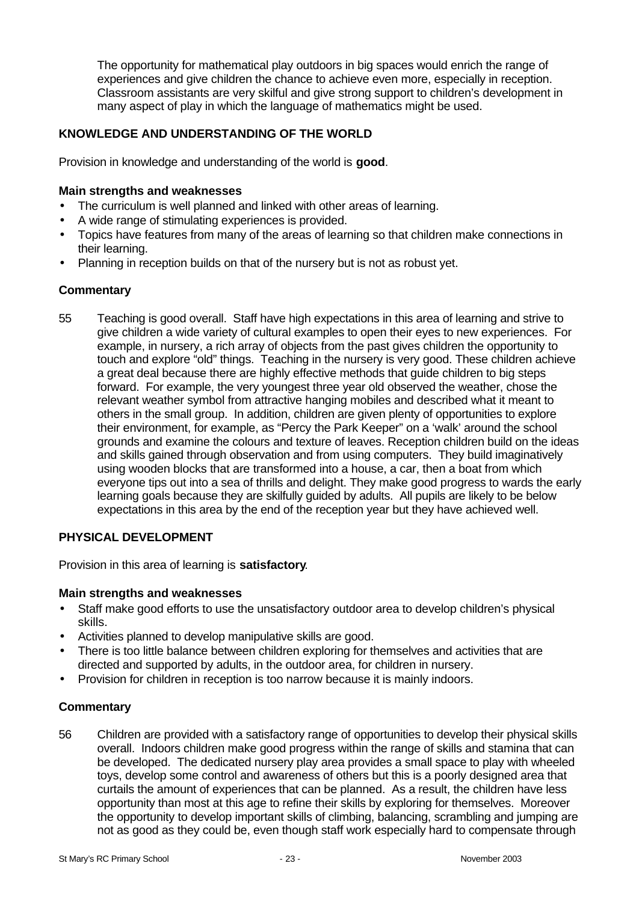The opportunity for mathematical play outdoors in big spaces would enrich the range of experiences and give children the chance to achieve even more, especially in reception. Classroom assistants are very skilful and give strong support to children's development in many aspect of play in which the language of mathematics might be used.

### KNOWLEDGE AND UNDERSTANDING OF THE WORLD

Provision in knowledge and understanding of the world is **good**.

#### Main strengths and weaknesses

- The curriculum is well planned and linked with other areas of learning.
- A wide range of stimulating experiences is provided.
- Topics have features from many of the areas of learning so that children make connections in their learning.
- Planning in reception builds on that of the nursery but is not as robust yet.

#### Commentary

55 Teaching is good overall. Staff have high expectations in this area of learning and strive to give children a wide variety of cultural examples to open their eyes to new experiences. For example, in nursery, a rich array of objects from the past gives children the opportunity to touch and explore "old" things. Teaching in the nursery is very good. These children achieve a great deal because there are highly effective methods that guide children to big steps forward. For example, the very youngest three year old observed the weather, chose the relevant weather symbol from attractive hanging mobiles and described what it meant to others in the small group. In addition, children are given plenty of opportunities to explore their environment, for example, as "Percy the Park Keeper" on a 'walk' around the school grounds and examine the colours and texture of leaves. Reception children build on the ideas and skills gained through observation and from using computers. They build imaginatively using wooden blocks that are transformed into a house, a car, then a boat from which everyone tips out into a sea of thrills and delight. They make good progress to wards the early learning goals because they are skilfully guided by adults. All pupils are likely to be below expectations in this area by the end of the reception year but they have achieved well.

### PHYSICAL DEVELOPMENT

Provision in this area of learning is **satisfactory**.

#### Main strengths and weaknesses

- Staff make good efforts to use the unsatisfactory outdoor area to develop children's physical skills.
- Activities planned to develop manipulative skills are good.
- There is too little balance between children exploring for themselves and activities that are directed and supported by adults, in the outdoor area, for children in nursery.
- Provision for children in reception is too narrow because it is mainly indoors.

#### Commentary

56 Children are provided with a satisfactory range of opportunities to develop their physical skills overall. Indoors children make good progress within the range of skills and stamina that can be developed. The dedicated nursery play area provides a small space to play with wheeled toys, develop some control and awareness of others but this is a poorly designed area that curtails the amount of experiences that can be planned. As a result, the children have less opportunity than most at this age to refine their skills by exploring for themselves. Moreover the opportunity to develop important skills of climbing, balancing, scrambling and jumping are not as good as they could be, even though staff work especially hard to compensate through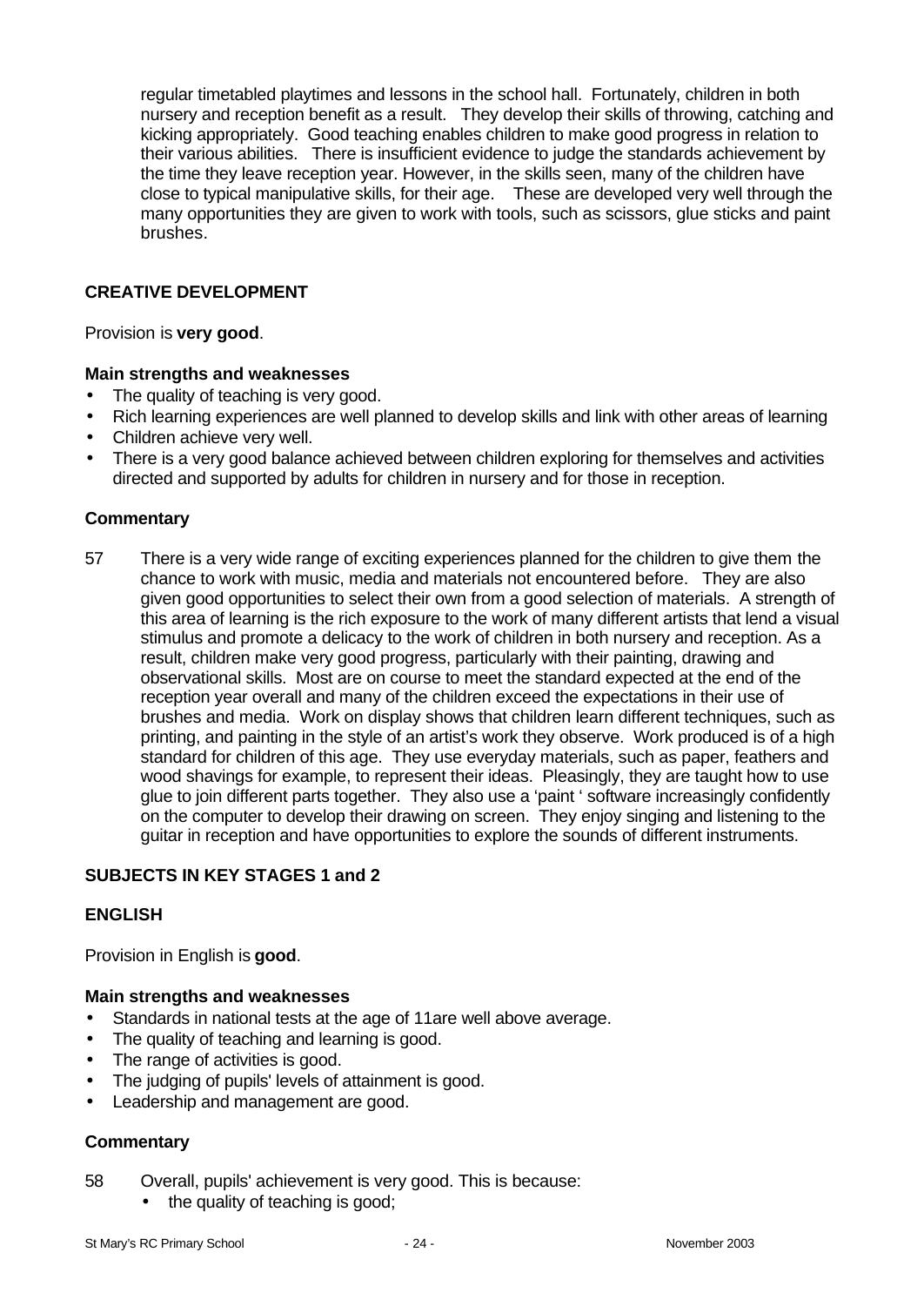regular timetabled playtimes and lessons in the school hall. Fortunately, children in both nursery and reception benefit as a result. They develop their skills of throwing, catching and kicking appropriately. Good teaching enables children to make good progress in relation to their various abilities. There is insufficient evidence to judge the standards achievement by the time they leave reception year. However, in the skills seen, many of the children have close to typical manipulative skills, for their age. These are developed very well through the many opportunities they are given to work with tools, such as scissors, glue sticks and paint brushes.

## CREATIVE DEVELOPMENT

Provision is **very good**.

### Main strengths and weaknesses

- The quality of teaching is very good.
- Rich learning experiences are well planned to develop skills and link with other areas of learning
- Children achieve very well.
- There is a very good balance achieved between children exploring for themselves and activities directed and supported by adults for children in nursery and for those in reception.

### Commentary

57 There is a very wide range of exciting experiences planned for the children to give them the chance to work with music, media and materials not encountered before. They are also given good opportunities to select their own from a good selection of materials. A strength of this area of learning is the rich exposure to the work of many different artists that lend a visual stimulus and promote a delicacy to the work of children in both nursery and reception. As a result, children make very good progress, particularly with their painting, drawing and observational skills. Most are on course to meet the standard expected at the end of the reception year overall and many of the children exceed the expectations in their use of brushes and media. Work on display shows that children learn different techniques, such as printing, and painting in the style of an artist's work they observe. Work produced is of a high standard for children of this age. They use everyday materials, such as paper, feathers and wood shavings for example, to represent their ideas. Pleasingly, they are taught how to use glue to join different parts together. They also use a 'paint ' software increasingly confidently on the computer to develop their drawing on screen. They enjoy singing and listening to the guitar in reception and have opportunities to explore the sounds of different instruments.

## SUBJECTS IN KEY STAGES 1 and 2

## ENGLISH

Provision in English is **good**.

### Main strengths and weaknesses

- Standards in national tests at the age of 11are well above average.
- The quality of teaching and learning is good.
- The range of activities is good.
- The judging of pupils' levels of attainment is good.
- Leadership and management are good.

### Commentary

58 Overall, pupils' achievement is very good. This is because:
   - the quality of teaching is good;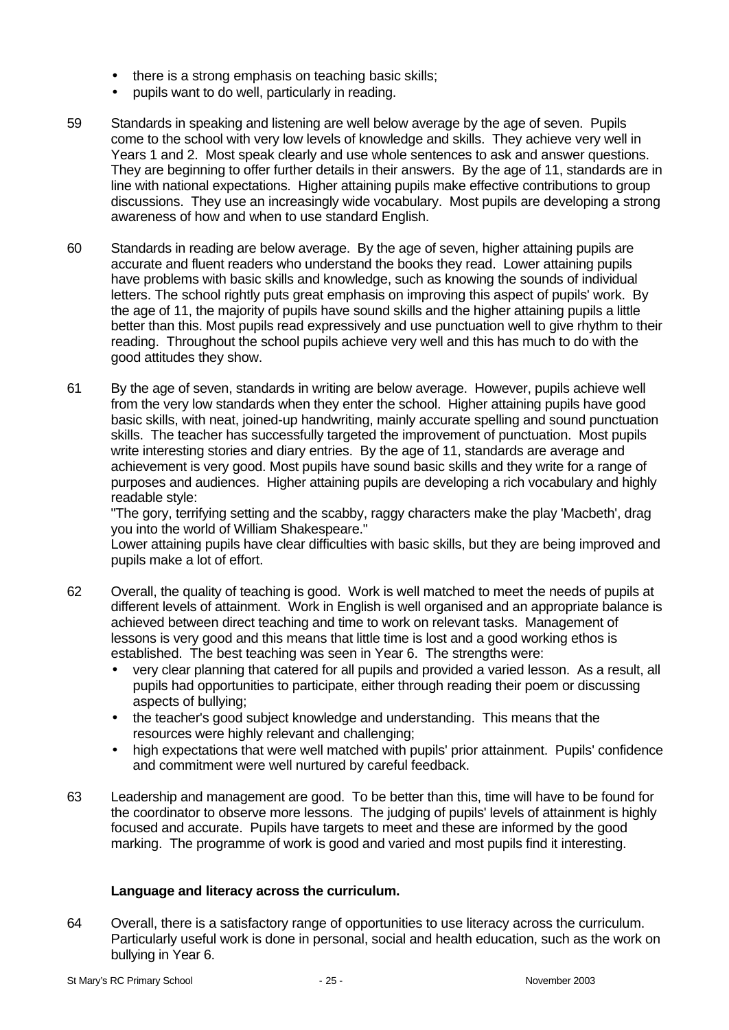- there is a strong emphasis on teaching basic skills;
- pupils want to do well, particularly in reading.

59 Standards in speaking and listening are well below average by the age of seven. Pupils come to the school with very low levels of knowledge and skills. They achieve very well in Years 1 and 2. Most speak clearly and use whole sentences to ask and answer questions. They are beginning to offer further details in their answers. By the age of 11, standards are in line with national expectations. Higher attaining pupils make effective contributions to group discussions. They use an increasingly wide vocabulary. Most pupils are developing a strong awareness of how and when to use standard English.

60 Standards in reading are below average. By the age of seven, higher attaining pupils are accurate and fluent readers who understand the books they read. Lower attaining pupils have problems with basic skills and knowledge, such as knowing the sounds of individual letters. The school rightly puts great emphasis on improving this aspect of pupils' work. By the age of 11, the majority of pupils have sound skills and the higher attaining pupils a little better than this. Most pupils read expressively and use punctuation well to give rhythm to their reading. Throughout the school pupils achieve very well and this has much to do with the good attitudes they show.

61 By the age of seven, standards in writing are below average. However, pupils achieve well from the very low standards when they enter the school. Higher attaining pupils have good basic skills, with neat, joined-up handwriting, mainly accurate spelling and sound punctuation skills. The teacher has successfully targeted the improvement of punctuation. Most pupils write interesting stories and diary entries. By the age of 11, standards are average and achievement is very good. Most pupils have sound basic skills and they write for a range of purposes and audiences. Higher attaining pupils are developing a rich vocabulary and highly readable style:
"The gory, terrifying setting and the scabby, raggy characters make the play 'Macbeth', drag you into the world of William Shakespeare."
Lower attaining pupils have clear difficulties with basic skills, but they are being improved and pupils make a lot of effort.

62 Overall, the quality of teaching is good. Work is well matched to meet the needs of pupils at different levels of attainment. Work in English is well organised and an appropriate balance is achieved between direct teaching and time to work on relevant tasks. Management of lessons is very good and this means that little time is lost and a good working ethos is established. The best teaching was seen in Year 6. The strengths were:

- very clear planning that catered for all pupils and provided a varied lesson. As a result, all pupils had opportunities to participate, either through reading their poem or discussing aspects of bullying;
- the teacher's good subject knowledge and understanding. This means that the resources were highly relevant and challenging;
- high expectations that were well matched with pupils' prior attainment. Pupils' confidence and commitment were well nurtured by careful feedback.

63 Leadership and management are good. To be better than this, time will have to be found for the coordinator to observe more lessons. The judging of pupils' levels of attainment is highly focused and accurate. Pupils have targets to meet and these are informed by the good marking. The programme of work is good and varied and most pupils find it interesting.

**Language and literacy across the curriculum.**

64 Overall, there is a satisfactory range of opportunities to use literacy across the curriculum. Particularly useful work is done in personal, social and health education, such as the work on bullying in Year 6.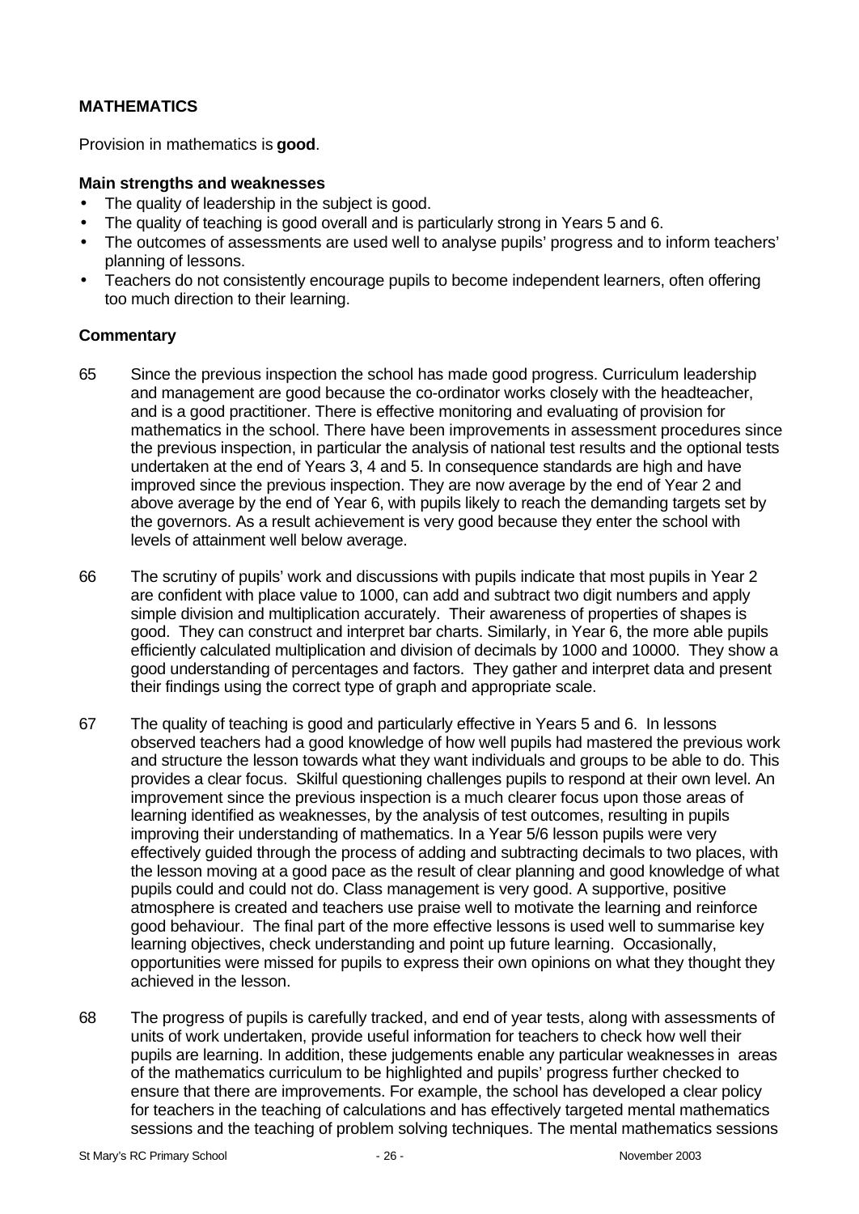**MATHEMATICS**

Provision in mathematics is **good**.

**Main strengths and weaknesses**

- The quality of leadership in the subject is good.
- The quality of teaching is good overall and is particularly strong in Years 5 and 6.
- The outcomes of assessments are used well to analyse pupils' progress and to inform teachers' planning of lessons.
- Teachers do not consistently encourage pupils to become independent learners, often offering too much direction to their learning.

**Commentary**

65 Since the previous inspection the school has made good progress. Curriculum leadership and management are good because the co-ordinator works closely with the headteacher, and is a good practitioner. There is effective monitoring and evaluating of provision for mathematics in the school. There have been improvements in assessment procedures since the previous inspection, in particular the analysis of national test results and the optional tests undertaken at the end of Years 3, 4 and 5. In consequence standards are high and have improved since the previous inspection. They are now average by the end of Year 2 and above average by the end of Year 6, with pupils likely to reach the demanding targets set by the governors. As a result achievement is very good because they enter the school with levels of attainment well below average.

66 The scrutiny of pupils' work and discussions with pupils indicate that most pupils in Year 2 are confident with place value to 1000, can add and subtract two digit numbers and apply simple division and multiplication accurately. Their awareness of properties of shapes is good. They can construct and interpret bar charts. Similarly, in Year 6, the more able pupils efficiently calculated multiplication and division of decimals by 1000 and 10000. They show a good understanding of percentages and factors. They gather and interpret data and present their findings using the correct type of graph and appropriate scale.

67 The quality of teaching is good and particularly effective in Years 5 and 6. In lessons observed teachers had a good knowledge of how well pupils had mastered the previous work and structure the lesson towards what they want individuals and groups to be able to do. This provides a clear focus. Skilful questioning challenges pupils to respond at their own level. An improvement since the previous inspection is a much clearer focus upon those areas of learning identified as weaknesses, by the analysis of test outcomes, resulting in pupils improving their understanding of mathematics. In a Year 5/6 lesson pupils were very effectively guided through the process of adding and subtracting decimals to two places, with the lesson moving at a good pace as the result of clear planning and good knowledge of what pupils could and could not do. Class management is very good. A supportive, positive atmosphere is created and teachers use praise well to motivate the learning and reinforce good behaviour. The final part of the more effective lessons is used well to summarise key learning objectives, check understanding and point up future learning. Occasionally, opportunities were missed for pupils to express their own opinions on what they thought they achieved in the lesson.

68 The progress of pupils is carefully tracked, and end of year tests, along with assessments of units of work undertaken, provide useful information for teachers to check how well their pupils are learning. In addition, these judgements enable any particular weaknesses in areas of the mathematics curriculum to be highlighted and pupils' progress further checked to ensure that there are improvements. For example, the school has developed a clear policy for teachers in the teaching of calculations and has effectively targeted mental mathematics sessions and the teaching of problem solving techniques. The mental mathematics sessions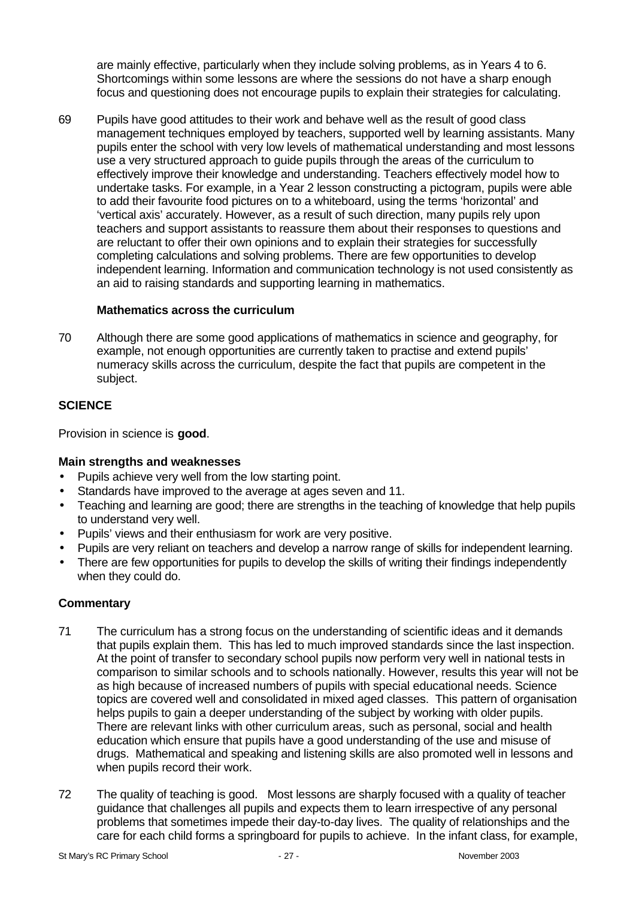are mainly effective, particularly when they include solving problems, as in Years 4 to 6. Shortcomings within some lessons are where the sessions do not have a sharp enough focus and questioning does not encourage pupils to explain their strategies for calculating.

69 Pupils have good attitudes to their work and behave well as the result of good class management techniques employed by teachers, supported well by learning assistants. Many pupils enter the school with very low levels of mathematical understanding and most lessons use a very structured approach to guide pupils through the areas of the curriculum to effectively improve their knowledge and understanding. Teachers effectively model how to undertake tasks. For example, in a Year 2 lesson constructing a pictogram, pupils were able to add their favourite food pictures on to a whiteboard, using the terms 'horizontal' and 'vertical axis' accurately. However, as a result of such direction, many pupils rely upon teachers and support assistants to reassure them about their responses to questions and are reluctant to offer their own opinions and to explain their strategies for successfully completing calculations and solving problems. There are few opportunities to develop independent learning. Information and communication technology is not used consistently as an aid to raising standards and supporting learning in mathematics.

### Mathematics across the curriculum

70 Although there are some good applications of mathematics in science and geography, for example, not enough opportunities are currently taken to practise and extend pupils' numeracy skills across the curriculum, despite the fact that pupils are competent in the subject.

## SCIENCE

Provision in science is **good**.

### Main strengths and weaknesses

- Pupils achieve very well from the low starting point.
- Standards have improved to the average at ages seven and 11.
- Teaching and learning are good; there are strengths in the teaching of knowledge that help pupils to understand very well.
- Pupils' views and their enthusiasm for work are very positive.
- Pupils are very reliant on teachers and develop a narrow range of skills for independent learning.
- There are few opportunities for pupils to develop the skills of writing their findings independently when they could do.

### Commentary

71 The curriculum has a strong focus on the understanding of scientific ideas and it demands that pupils explain them. This has led to much improved standards since the last inspection. At the point of transfer to secondary school pupils now perform very well in national tests in comparison to similar schools and to schools nationally. However, results this year will not be as high because of increased numbers of pupils with special educational needs. Science topics are covered well and consolidated in mixed aged classes. This pattern of organisation helps pupils to gain a deeper understanding of the subject by working with older pupils. There are relevant links with other curriculum areas, such as personal, social and health education which ensure that pupils have a good understanding of the use and misuse of drugs. Mathematical and speaking and listening skills are also promoted well in lessons and when pupils record their work.

72 The quality of teaching is good. Most lessons are sharply focused with a quality of teacher guidance that challenges all pupils and expects them to learn irrespective of any personal problems that sometimes impede their day-to-day lives. The quality of relationships and the care for each child forms a springboard for pupils to achieve. In the infant class, for example,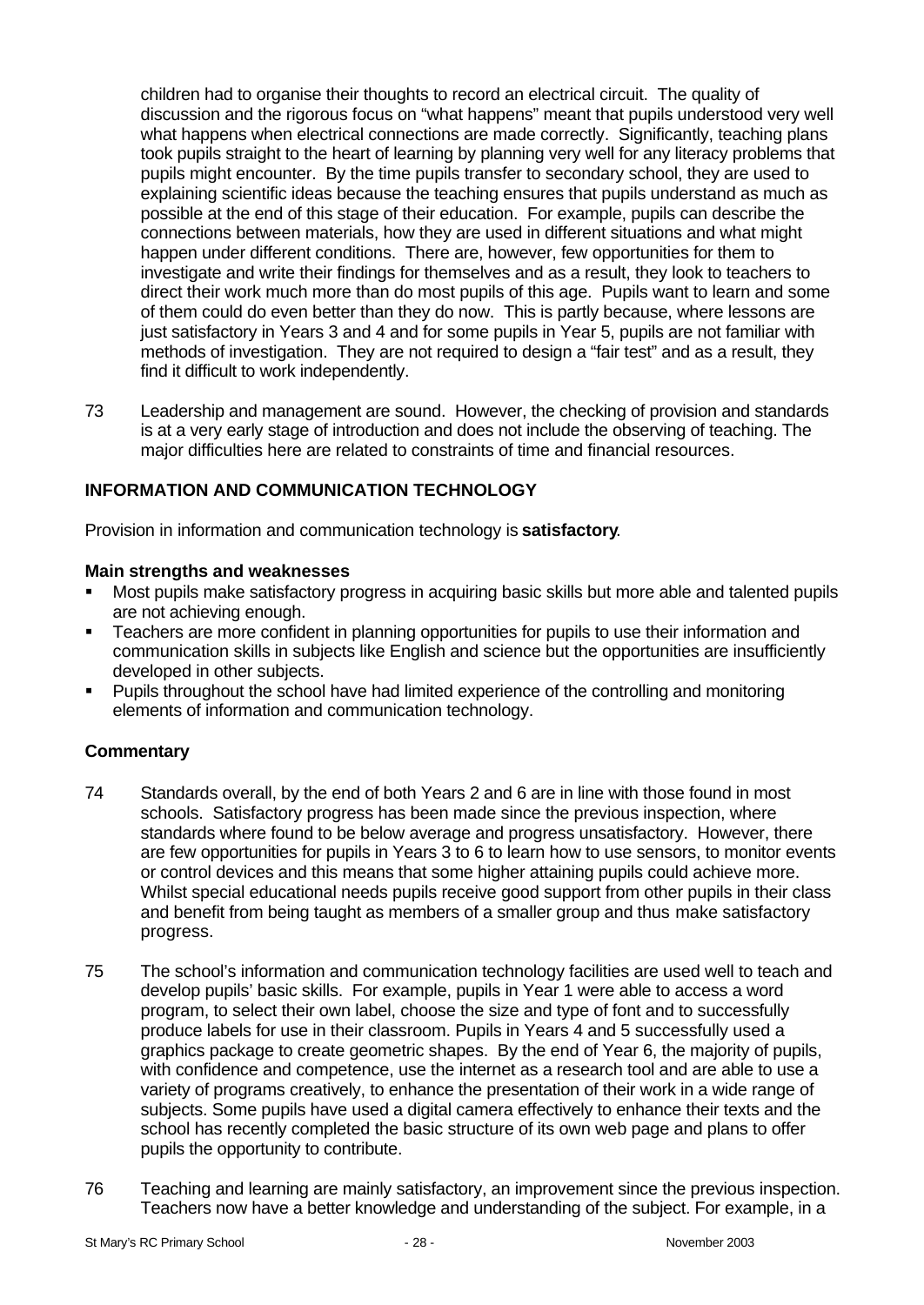children had to organise their thoughts to record an electrical circuit. The quality of discussion and the rigorous focus on "what happens" meant that pupils understood very well what happens when electrical connections are made correctly. Significantly, teaching plans took pupils straight to the heart of learning by planning very well for any literacy problems that pupils might encounter. By the time pupils transfer to secondary school, they are used to explaining scientific ideas because the teaching ensures that pupils understand as much as possible at the end of this stage of their education. For example, pupils can describe the connections between materials, how they are used in different situations and what might happen under different conditions. There are, however, few opportunities for them to investigate and write their findings for themselves and as a result, they look to teachers to direct their work much more than do most pupils of this age. Pupils want to learn and some of them could do even better than they do now. This is partly because, where lessons are just satisfactory in Years 3 and 4 and for some pupils in Year 5, pupils are not familiar with methods of investigation. They are not required to design a "fair test" and as a result, they find it difficult to work independently.

73 Leadership and management are sound. However, the checking of provision and standards is at a very early stage of introduction and does not include the observing of teaching. The major difficulties here are related to constraints of time and financial resources.

## INFORMATION AND COMMUNICATION TECHNOLOGY

Provision in information and communication technology is **satisfactory**.

### Main strengths and weaknesses

- Most pupils make satisfactory progress in acquiring basic skills but more able and talented pupils are not achieving enough.
- Teachers are more confident in planning opportunities for pupils to use their information and communication skills in subjects like English and science but the opportunities are insufficiently developed in other subjects.
- Pupils throughout the school have had limited experience of the controlling and monitoring elements of information and communication technology.

### Commentary

74 Standards overall, by the end of both Years 2 and 6 are in line with those found in most schools. Satisfactory progress has been made since the previous inspection, where standards where found to be below average and progress unsatisfactory. However, there are few opportunities for pupils in Years 3 to 6 to learn how to use sensors, to monitor events or control devices and this means that some higher attaining pupils could achieve more. Whilst special educational needs pupils receive good support from other pupils in their class and benefit from being taught as members of a smaller group and thus make satisfactory progress.

75 The school's information and communication technology facilities are used well to teach and develop pupils' basic skills. For example, pupils in Year 1 were able to access a word program, to select their own label, choose the size and type of font and to successfully produce labels for use in their classroom. Pupils in Years 4 and 5 successfully used a graphics package to create geometric shapes. By the end of Year 6, the majority of pupils, with confidence and competence, use the internet as a research tool and are able to use a variety of programs creatively, to enhance the presentation of their work in a wide range of subjects. Some pupils have used a digital camera effectively to enhance their texts and the school has recently completed the basic structure of its own web page and plans to offer pupils the opportunity to contribute.

76 Teaching and learning are mainly satisfactory, an improvement since the previous inspection. Teachers now have a better knowledge and understanding of the subject. For example, in a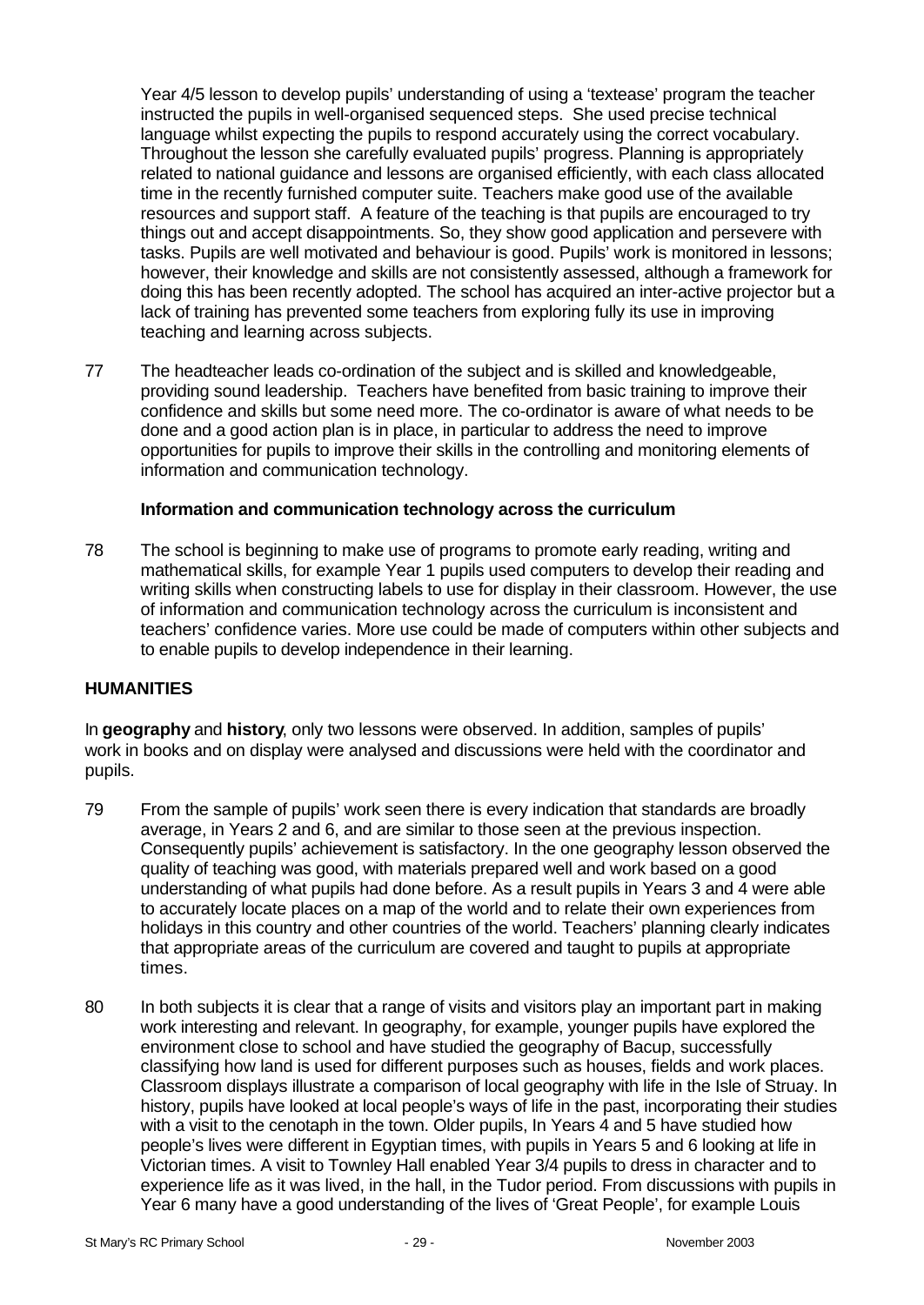Year 4/5 lesson to develop pupils' understanding of using a 'textease' program the teacher instructed the pupils in well-organised sequenced steps. She used precise technical language whilst expecting the pupils to respond accurately using the correct vocabulary. Throughout the lesson she carefully evaluated pupils' progress. Planning is appropriately related to national guidance and lessons are organised efficiently, with each class allocated time in the recently furnished computer suite. Teachers make good use of the available resources and support staff. A feature of the teaching is that pupils are encouraged to try things out and accept disappointments. So, they show good application and persevere with tasks. Pupils are well motivated and behaviour is good. Pupils' work is monitored in lessons; however, their knowledge and skills are not consistently assessed, although a framework for doing this has been recently adopted. The school has acquired an inter-active projector but a lack of training has prevented some teachers from exploring fully its use in improving teaching and learning across subjects.

77 The headteacher leads co-ordination of the subject and is skilled and knowledgeable, providing sound leadership. Teachers have benefited from basic training to improve their confidence and skills but some need more. The co-ordinator is aware of what needs to be done and a good action plan is in place, in particular to address the need to improve opportunities for pupils to improve their skills in the controlling and monitoring elements of information and communication technology.

### Information and communication technology across the curriculum

78 The school is beginning to make use of programs to promote early reading, writing and mathematical skills, for example Year 1 pupils used computers to develop their reading and writing skills when constructing labels to use for display in their classroom. However, the use of information and communication technology across the curriculum is inconsistent and teachers' confidence varies. More use could be made of computers within other subjects and to enable pupils to develop independence in their learning.

## HUMANITIES

In **geography** and **history**, only two lessons were observed. In addition, samples of pupils' work in books and on display were analysed and discussions were held with the coordinator and pupils.

79 From the sample of pupils' work seen there is every indication that standards are broadly average, in Years 2 and 6, and are similar to those seen at the previous inspection. Consequently pupils' achievement is satisfactory. In the one geography lesson observed the quality of teaching was good, with materials prepared well and work based on a good understanding of what pupils had done before. As a result pupils in Years 3 and 4 were able to accurately locate places on a map of the world and to relate their own experiences from holidays in this country and other countries of the world. Teachers' planning clearly indicates that appropriate areas of the curriculum are covered and taught to pupils at appropriate times.

80 In both subjects it is clear that a range of visits and visitors play an important part in making work interesting and relevant. In geography, for example, younger pupils have explored the environment close to school and have studied the geography of Bacup, successfully classifying how land is used for different purposes such as houses, fields and work places. Classroom displays illustrate a comparison of local geography with life in the Isle of Struay. In history, pupils have looked at local people's ways of life in the past, incorporating their studies with a visit to the cenotaph in the town. Older pupils, In Years 4 and 5 have studied how people's lives were different in Egyptian times, with pupils in Years 5 and 6 looking at life in Victorian times. A visit to Townley Hall enabled Year 3/4 pupils to dress in character and to experience life as it was lived, in the hall, in the Tudor period. From discussions with pupils in Year 6 many have a good understanding of the lives of 'Great People', for example Louis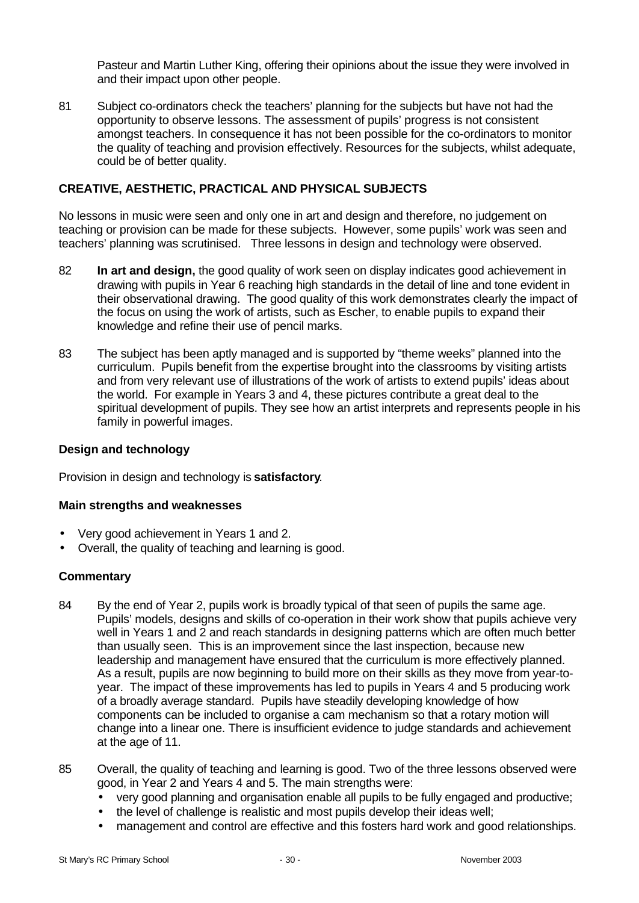Pasteur and Martin Luther King, offering their opinions about the issue they were involved in and their impact upon other people.

81 Subject co-ordinators check the teachers' planning for the subjects but have not had the opportunity to observe lessons. The assessment of pupils' progress is not consistent amongst teachers. In consequence it has not been possible for the co-ordinators to monitor the quality of teaching and provision effectively. Resources for the subjects, whilst adequate, could be of better quality.

## CREATIVE, AESTHETIC, PRACTICAL AND PHYSICAL SUBJECTS

No lessons in music were seen and only one in art and design and therefore, no judgement on teaching or provision can be made for these subjects. However, some pupils' work was seen and teachers' planning was scrutinised. Three lessons in design and technology were observed.

82 **In art and design,** the good quality of work seen on display indicates good achievement in drawing with pupils in Year 6 reaching high standards in the detail of line and tone evident in their observational drawing. The good quality of this work demonstrates clearly the impact of the focus on using the work of artists, such as Escher, to enable pupils to expand their knowledge and refine their use of pencil marks.

83 The subject has been aptly managed and is supported by "theme weeks" planned into the curriculum. Pupils benefit from the expertise brought into the classrooms by visiting artists and from very relevant use of illustrations of the work of artists to extend pupils' ideas about the world. For example in Years 3 and 4, these pictures contribute a great deal to the spiritual development of pupils. They see how an artist interprets and represents people in his family in powerful images.

### Design and technology

Provision in design and technology is **satisfactory**.

### Main strengths and weaknesses

- Very good achievement in Years 1 and 2.
- Overall, the quality of teaching and learning is good.

### Commentary

84 By the end of Year 2, pupils work is broadly typical of that seen of pupils the same age. Pupils' models, designs and skills of co-operation in their work show that pupils achieve very well in Years 1 and 2 and reach standards in designing patterns which are often much better than usually seen. This is an improvement since the last inspection, because new leadership and management have ensured that the curriculum is more effectively planned. As a result, pupils are now beginning to build more on their skills as they move from year-to-year. The impact of these improvements has led to pupils in Years 4 and 5 producing work of a broadly average standard. Pupils have steadily developing knowledge of how components can be included to organise a cam mechanism so that a rotary motion will change into a linear one. There is insufficient evidence to judge standards and achievement at the age of 11.

85 Overall, the quality of teaching and learning is good. Two of the three lessons observed were good, in Year 2 and Years 4 and 5. The main strengths were:
- very good planning and organisation enable all pupils to be fully engaged and productive;
- the level of challenge is realistic and most pupils develop their ideas well;
- management and control are effective and this fosters hard work and good relationships.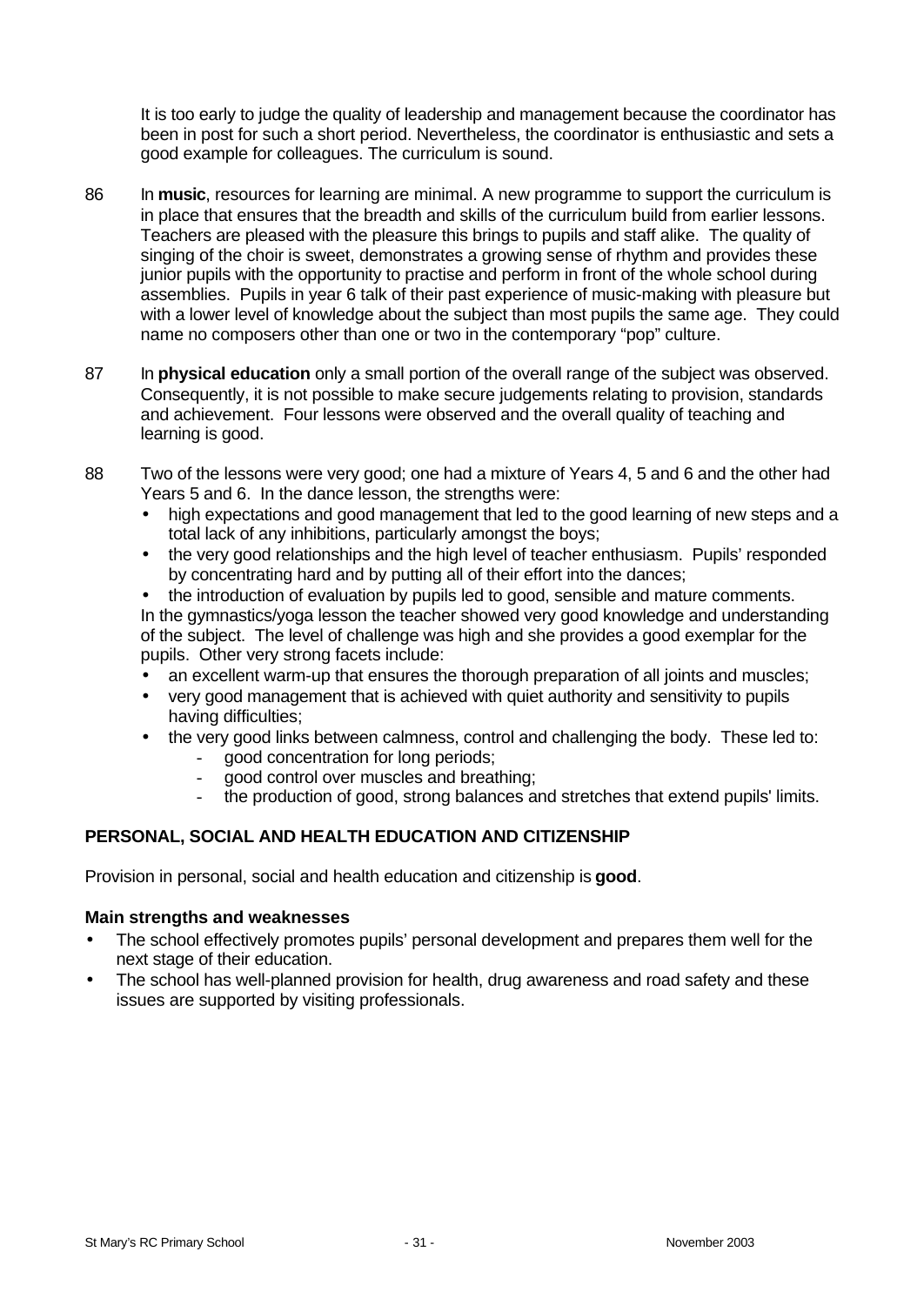It is too early to judge the quality of leadership and management because the coordinator has been in post for such a short period. Nevertheless, the coordinator is enthusiastic and sets a good example for colleagues. The curriculum is sound.

86 In **music**, resources for learning are minimal. A new programme to support the curriculum is in place that ensures that the breadth and skills of the curriculum build from earlier lessons. Teachers are pleased with the pleasure this brings to pupils and staff alike. The quality of singing of the choir is sweet, demonstrates a growing sense of rhythm and provides these junior pupils with the opportunity to practise and perform in front of the whole school during assemblies. Pupils in year 6 talk of their past experience of music-making with pleasure but with a lower level of knowledge about the subject than most pupils the same age. They could name no composers other than one or two in the contemporary "pop" culture.

87 In **physical education** only a small portion of the overall range of the subject was observed. Consequently, it is not possible to make secure judgements relating to provision, standards and achievement. Four lessons were observed and the overall quality of teaching and learning is good.

88 Two of the lessons were very good; one had a mixture of Years 4, 5 and 6 and the other had Years 5 and 6. In the dance lesson, the strengths were:

- high expectations and good management that led to the good learning of new steps and a total lack of any inhibitions, particularly amongst the boys;
- the very good relationships and the high level of teacher enthusiasm. Pupils' responded by concentrating hard and by putting all of their effort into the dances;
- the introduction of evaluation by pupils led to good, sensible and mature comments.

In the gymnastics/yoga lesson the teacher showed very good knowledge and understanding of the subject. The level of challenge was high and she provides a good exemplar for the pupils. Other very strong facets include:

- an excellent warm-up that ensures the thorough preparation of all joints and muscles;
- very good management that is achieved with quiet authority and sensitivity to pupils having difficulties;
- the very good links between calmness, control and challenging the body. These led to:
  - good concentration for long periods;
  - good control over muscles and breathing;
  - the production of good, strong balances and stretches that extend pupils' limits.

## PERSONAL, SOCIAL AND HEALTH EDUCATION AND CITIZENSHIP

Provision in personal, social and health education and citizenship is **good**.

### Main strengths and weaknesses

- The school effectively promotes pupils' personal development and prepares them well for the next stage of their education.
- The school has well-planned provision for health, drug awareness and road safety and these issues are supported by visiting professionals.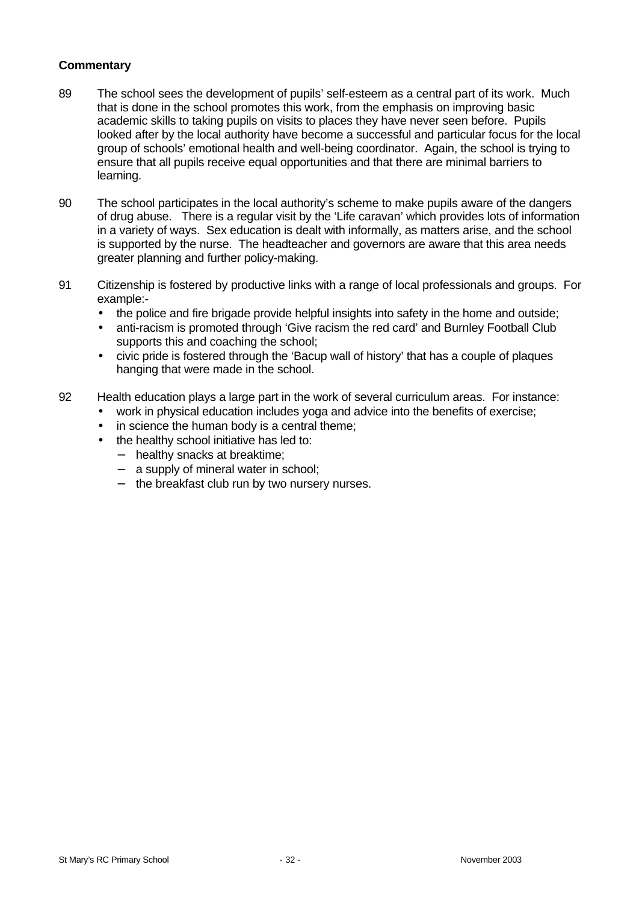**Commentary**

89 The school sees the development of pupils' self-esteem as a central part of its work. Much that is done in the school promotes this work, from the emphasis on improving basic academic skills to taking pupils on visits to places they have never seen before. Pupils looked after by the local authority have become a successful and particular focus for the local group of schools' emotional health and well-being coordinator. Again, the school is trying to ensure that all pupils receive equal opportunities and that there are minimal barriers to learning.

90 The school participates in the local authority's scheme to make pupils aware of the dangers of drug abuse. There is a regular visit by the 'Life caravan' which provides lots of information in a variety of ways. Sex education is dealt with informally, as matters arise, and the school is supported by the nurse. The headteacher and governors are aware that this area needs greater planning and further policy-making.

91 Citizenship is fostered by productive links with a range of local professionals and groups. For example:-

- the police and fire brigade provide helpful insights into safety in the home and outside;
- anti-racism is promoted through 'Give racism the red card' and Burnley Football Club supports this and coaching the school;
- civic pride is fostered through the 'Bacup wall of history' that has a couple of plaques hanging that were made in the school.

92 Health education plays a large part in the work of several curriculum areas. For instance:

- work in physical education includes yoga and advice into the benefits of exercise;
- in science the human body is a central theme;
- the healthy school initiative has led to:
  - healthy snacks at breaktime;
  - a supply of mineral water in school;
  - the breakfast club run by two nursery nurses.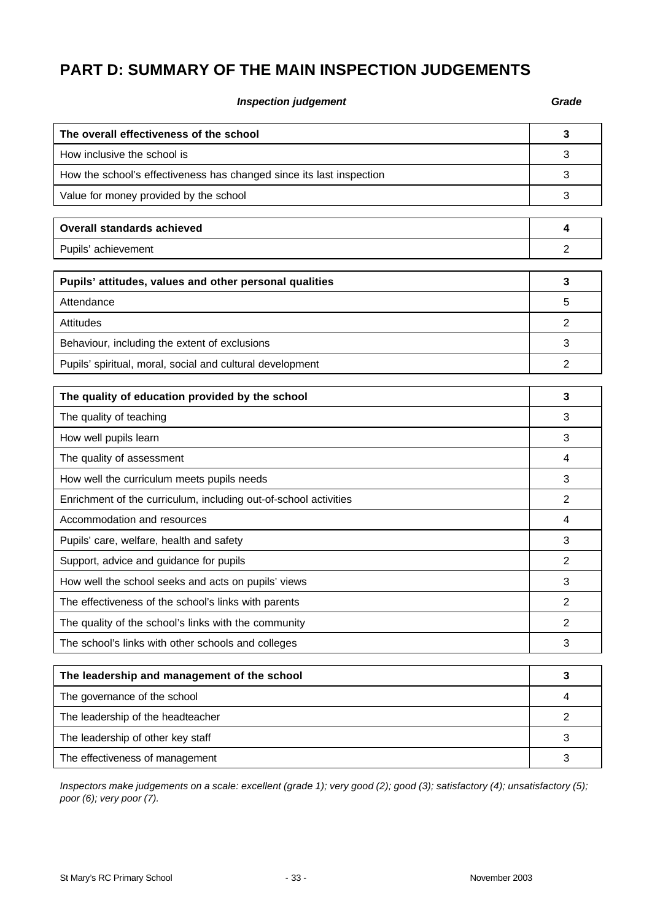# PART D: SUMMARY OF THE MAIN INSPECTION JUDGEMENTS

| *Inspection judgement* | *Grade* |
| --- | --- |
| **The overall effectiveness of the school** | **3** |
| How inclusive the school is | 3 |
| How the school's effectiveness has changed since its last inspection | 3 |
| Value for money provided by the school | 3 |
| **Overall standards achieved** | **4** |
| Pupils' achievement | 2 |
| **Pupils' attitudes, values and other personal qualities** | **3** |
| Attendance | 5 |
| Attitudes | 2 |
| Behaviour, including the extent of exclusions | 3 |
| Pupils' spiritual, moral, social and cultural development | 2 |
| **The quality of education provided by the school** | **3** |
| The quality of teaching | 3 |
| How well pupils learn | 3 |
| The quality of assessment | 4 |
| How well the curriculum meets pupils needs | 3 |
| Enrichment of the curriculum, including out-of-school activities | 2 |
| Accommodation and resources | 4 |
| Pupils' care, welfare, health and safety | 3 |
| Support, advice and guidance for pupils | 2 |
| How well the school seeks and acts on pupils' views | 3 |
| The effectiveness of the school's links with parents | 2 |
| The quality of the school's links with the community | 2 |
| The school's links with other schools and colleges | 3 |
| **The leadership and management of the school** | **3** |
| The governance of the school | 4 |
| The leadership of the headteacher | 2 |
| The leadership of other key staff | 3 |
| The effectiveness of management | 3 |

*Inspectors make judgements on a scale: excellent (grade 1); very good (2); good (3); satisfactory (4); unsatisfactory (5); poor (6); very poor (7).*